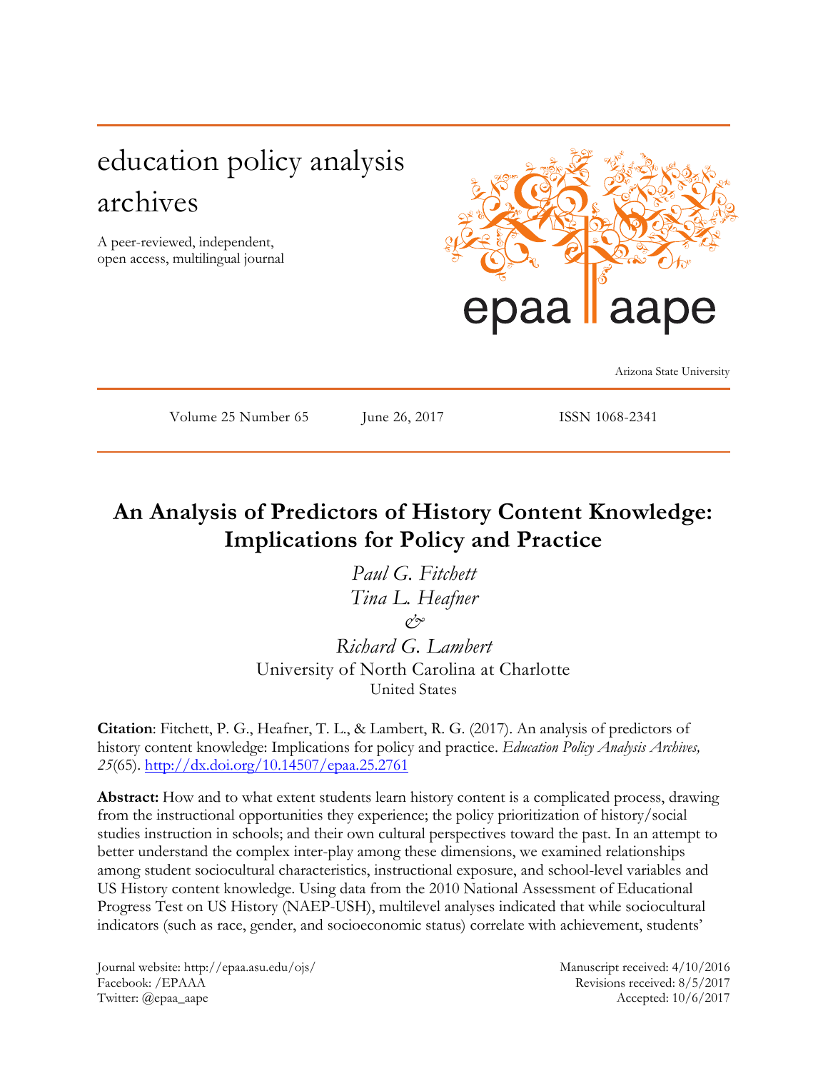education policy analysis archives

A peer-reviewed, independent, open access, multilingual journal

epaa aape

Arizona State University

Volume 25 Number 65 June 26, 2017 ISSN 1068-2341

# An Analysis of Predictors of History Content Knowledge: Implications for Policy and Practice

*Paul G. Fitchett*
*Tina L. Heafner*
*&*
*Richard G. Lambert*
University of North Carolina at Charlotte
United States

**Citation**: Fitchett, P. G., Heafner, T. L., & Lambert, R. G. (2017). An analysis of predictors of history content knowledge: Implications for policy and practice. *Education Policy Analysis Archives, 25*(65). http://dx.doi.org/10.14507/epaa.25.2761

**Abstract:** How and to what extent students learn history content is a complicated process, drawing from the instructional opportunities they experience; the policy prioritization of history/social studies instruction in schools; and their own cultural perspectives toward the past. In an attempt to better understand the complex inter-play among these dimensions, we examined relationships among student sociocultural characteristics, instructional exposure, and school-level variables and US History content knowledge. Using data from the 2010 National Assessment of Educational Progress Test on US History (NAEP-USH), multilevel analyses indicated that while sociocultural indicators (such as race, gender, and socioeconomic status) correlate with achievement, students'

Journal website: http://epaa.asu.edu/ojs/
Facebook: /EPAAA
Twitter: @epaa_aape

Manuscript received: 4/10/2016
Revisions received: 8/5/2017
Accepted: 10/6/2017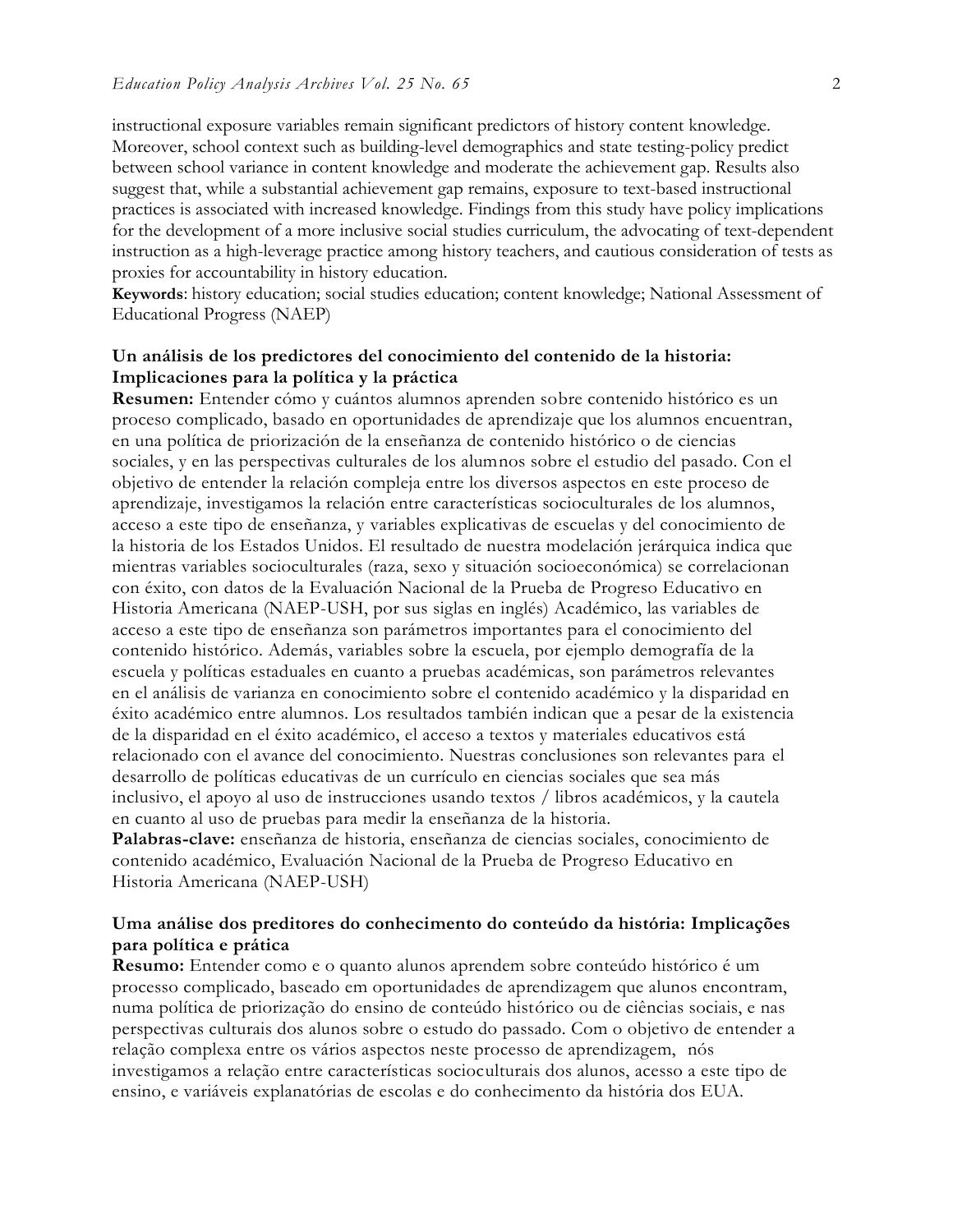instructional exposure variables remain significant predictors of history content knowledge. Moreover, school context such as building-level demographics and state testing-policy predict between school variance in content knowledge and moderate the achievement gap. Results also suggest that, while a substantial achievement gap remains, exposure to text-based instructional practices is associated with increased knowledge. Findings from this study have policy implications for the development of a more inclusive social studies curriculum, the advocating of text-dependent instruction as a high-leverage practice among history teachers, and cautious consideration of tests as proxies for accountability in history education.

**Keywords**: history education; social studies education; content knowledge; National Assessment of Educational Progress (NAEP)

**Un análisis de los predictores del conocimiento del contenido de la historia: Implicaciones para la política y la práctica**

**Resumen:** Entender cómo y cuántos alumnos aprenden sobre contenido histórico es un proceso complicado, basado en oportunidades de aprendizaje que los alumnos encuentran, en una política de priorización de la enseñanza de contenido histórico o de ciencias sociales, y en las perspectivas culturales de los alumnos sobre el estudio del pasado. Con el objetivo de entender la relación compleja entre los diversos aspectos en este proceso de aprendizaje, investigamos la relación entre características socioculturales de los alumnos, acceso a este tipo de enseñanza, y variables explicativas de escuelas y del conocimiento de la historia de los Estados Unidos. El resultado de nuestra modelación jerárquica indica que mientras variables socioculturales (raza, sexo y situación socioeconómica) se correlacionan con éxito, con datos de la Evaluación Nacional de la Prueba de Progreso Educativo en Historia Americana (NAEP-USH, por sus siglas en inglés) Académico, las variables de acceso a este tipo de enseñanza son parámetros importantes para el conocimiento del contenido histórico. Además, variables sobre la escuela, por ejemplo demografía de la escuela y políticas estaduales en cuanto a pruebas académicas, son parámetros relevantes en el análisis de varianza en conocimiento sobre el contenido académico y la disparidad en éxito académico entre alumnos. Los resultados también indican que a pesar de la existencia de la disparidad en el éxito académico, el acceso a textos y materiales educativos está relacionado con el avance del conocimiento. Nuestras conclusiones son relevantes para el desarrollo de políticas educativas de un currículo en ciencias sociales que sea más inclusivo, el apoyo al uso de instrucciones usando textos / libros académicos, y la cautela en cuanto al uso de pruebas para medir la enseñanza de la historia.

**Palabras-clave:** enseñanza de historia, enseñanza de ciencias sociales, conocimiento de contenido académico, Evaluación Nacional de la Prueba de Progreso Educativo en Historia Americana (NAEP-USH)

**Uma análise dos preditores do conhecimento do conteúdo da história: Implicações para política e prática**

**Resumo:** Entender como e o quanto alunos aprendem sobre conteúdo histórico é um processo complicado, baseado em oportunidades de aprendizagem que alunos encontram, numa política de priorização do ensino de conteúdo histórico ou de ciências sociais, e nas perspectivas culturais dos alunos sobre o estudo do passado. Com o objetivo de entender a relação complexa entre os vários aspectos neste processo de aprendizagem, nós investigamos a relação entre características socioculturais dos alunos, acesso a este tipo de ensino, e variáveis explanatórias de escolas e do conhecimento da história dos EUA.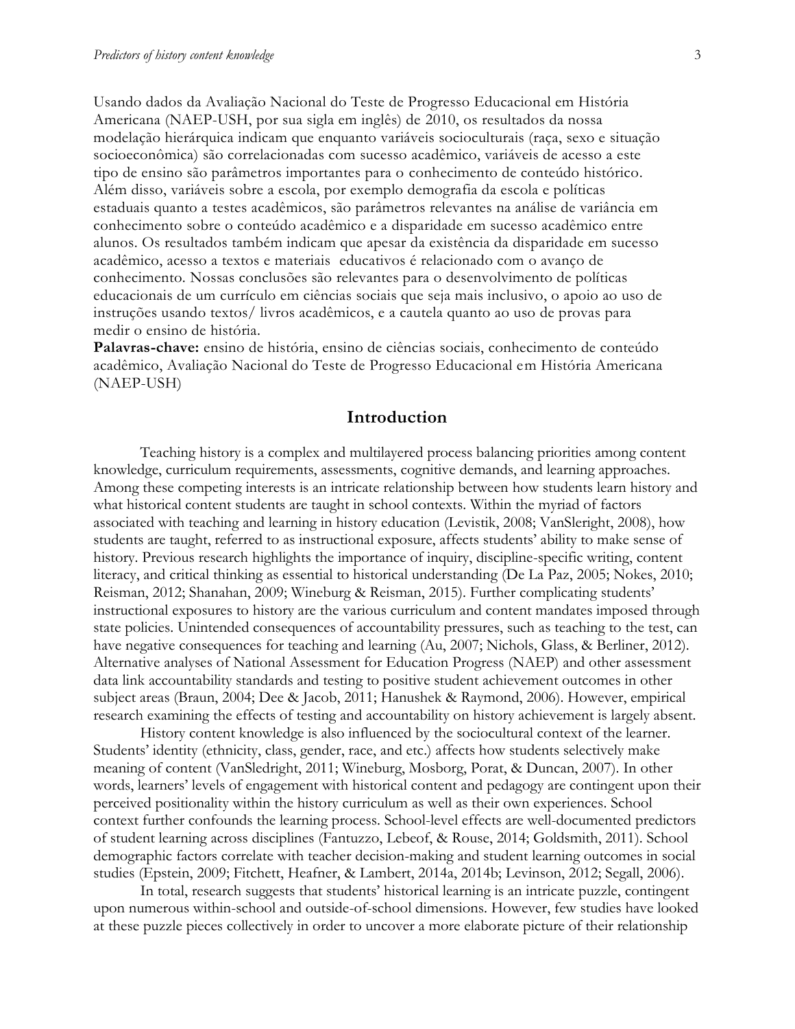Usando dados da Avaliação Nacional do Teste de Progresso Educacional em História Americana (NAEP-USH, por sua sigla em inglês) de 2010, os resultados da nossa modelação hierárquica indicam que enquanto variáveis socioculturais (raça, sexo e situação socioeconômica) são correlacionadas com sucesso acadêmico, variáveis de acesso a este tipo de ensino são parâmetros importantes para o conhecimento de conteúdo histórico. Além disso, variáveis sobre a escola, por exemplo demografia da escola e políticas estaduais quanto a testes acadêmicos, são parâmetros relevantes na análise de variância em conhecimento sobre o conteúdo acadêmico e a disparidade em sucesso acadêmico entre alunos. Os resultados também indicam que apesar da existência da disparidade em sucesso acadêmico, acesso a textos e materiais educativos é relacionado com o avanço de conhecimento. Nossas conclusões são relevantes para o desenvolvimento de políticas educacionais de um currículo em ciências sociais que seja mais inclusivo, o apoio ao uso de instruções usando textos/ livros acadêmicos, e a cautela quanto ao uso de provas para medir o ensino de história.

**Palavras-chave:** ensino de história, ensino de ciências sociais, conhecimento de conteúdo acadêmico, Avaliação Nacional do Teste de Progresso Educacional em História Americana (NAEP-USH)

## Introduction

Teaching history is a complex and multilayered process balancing priorities among content knowledge, curriculum requirements, assessments, cognitive demands, and learning approaches. Among these competing interests is an intricate relationship between how students learn history and what historical content students are taught in school contexts. Within the myriad of factors associated with teaching and learning in history education (Levistik, 2008; VanSleright, 2008), how students are taught, referred to as instructional exposure, affects students' ability to make sense of history. Previous research highlights the importance of inquiry, discipline-specific writing, content literacy, and critical thinking as essential to historical understanding (De La Paz, 2005; Nokes, 2010; Reisman, 2012; Shanahan, 2009; Wineburg & Reisman, 2015). Further complicating students' instructional exposures to history are the various curriculum and content mandates imposed through state policies. Unintended consequences of accountability pressures, such as teaching to the test, can have negative consequences for teaching and learning (Au, 2007; Nichols, Glass, & Berliner, 2012). Alternative analyses of National Assessment for Education Progress (NAEP) and other assessment data link accountability standards and testing to positive student achievement outcomes in other subject areas (Braun, 2004; Dee & Jacob, 2011; Hanushek & Raymond, 2006). However, empirical research examining the effects of testing and accountability on history achievement is largely absent.

History content knowledge is also influenced by the sociocultural context of the learner. Students' identity (ethnicity, class, gender, race, and etc.) affects how students selectively make meaning of content (VanSledright, 2011; Wineburg, Mosborg, Porat, & Duncan, 2007). In other words, learners' levels of engagement with historical content and pedagogy are contingent upon their perceived positionality within the history curriculum as well as their own experiences. School context further confounds the learning process. School-level effects are well-documented predictors of student learning across disciplines (Fantuzzo, Lebeof, & Rouse, 2014; Goldsmith, 2011). School demographic factors correlate with teacher decision-making and student learning outcomes in social studies (Epstein, 2009; Fitchett, Heafner, & Lambert, 2014a, 2014b; Levinson, 2012; Segall, 2006).

In total, research suggests that students' historical learning is an intricate puzzle, contingent upon numerous within-school and outside-of-school dimensions. However, few studies have looked at these puzzle pieces collectively in order to uncover a more elaborate picture of their relationship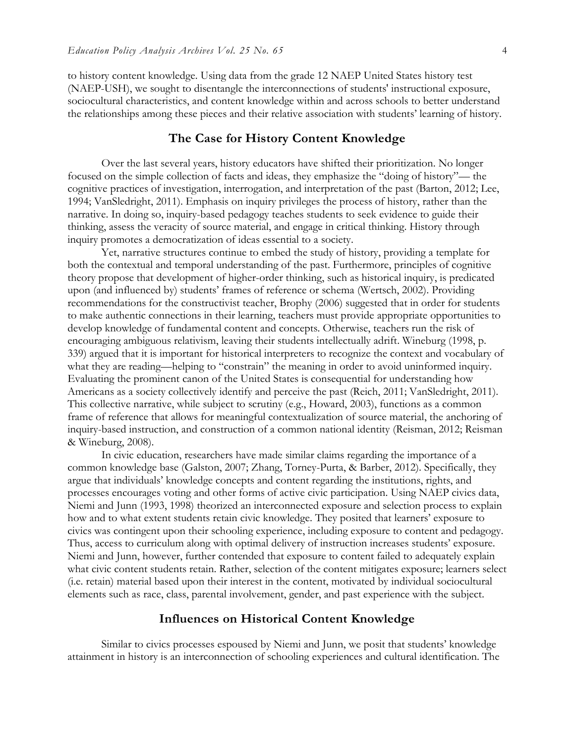to history content knowledge. Using data from the grade 12 NAEP United States history test (NAEP-USH), we sought to disentangle the interconnections of students' instructional exposure, sociocultural characteristics, and content knowledge within and across schools to better understand the relationships among these pieces and their relative association with students' learning of history.

## The Case for History Content Knowledge

Over the last several years, history educators have shifted their prioritization. No longer focused on the simple collection of facts and ideas, they emphasize the "doing of history"— the cognitive practices of investigation, interrogation, and interpretation of the past (Barton, 2012; Lee, 1994; VanSledright, 2011). Emphasis on inquiry privileges the process of history, rather than the narrative. In doing so, inquiry-based pedagogy teaches students to seek evidence to guide their thinking, assess the veracity of source material, and engage in critical thinking. History through inquiry promotes a democratization of ideas essential to a society.

Yet, narrative structures continue to embed the study of history, providing a template for both the contextual and temporal understanding of the past. Furthermore, principles of cognitive theory propose that development of higher-order thinking, such as historical inquiry, is predicated upon (and influenced by) students' frames of reference or schema (Wertsch, 2002). Providing recommendations for the constructivist teacher, Brophy (2006) suggested that in order for students to make authentic connections in their learning, teachers must provide appropriate opportunities to develop knowledge of fundamental content and concepts. Otherwise, teachers run the risk of encouraging ambiguous relativism, leaving their students intellectually adrift. Wineburg (1998, p. 339) argued that it is important for historical interpreters to recognize the context and vocabulary of what they are reading—helping to "constrain" the meaning in order to avoid uninformed inquiry. Evaluating the prominent canon of the United States is consequential for understanding how Americans as a society collectively identify and perceive the past (Reich, 2011; VanSledright, 2011). This collective narrative, while subject to scrutiny (e.g., Howard, 2003), functions as a common frame of reference that allows for meaningful contextualization of source material, the anchoring of inquiry-based instruction, and construction of a common national identity (Reisman, 2012; Reisman & Wineburg, 2008).

In civic education, researchers have made similar claims regarding the importance of a common knowledge base (Galston, 2007; Zhang, Torney-Purta, & Barber, 2012). Specifically, they argue that individuals' knowledge concepts and content regarding the institutions, rights, and processes encourages voting and other forms of active civic participation. Using NAEP civics data, Niemi and Junn (1993, 1998) theorized an interconnected exposure and selection process to explain how and to what extent students retain civic knowledge. They posited that learners' exposure to civics was contingent upon their schooling experience, including exposure to content and pedagogy. Thus, access to curriculum along with optimal delivery of instruction increases students' exposure. Niemi and Junn, however, further contended that exposure to content failed to adequately explain what civic content students retain. Rather, selection of the content mitigates exposure; learners select (i.e. retain) material based upon their interest in the content, motivated by individual sociocultural elements such as race, class, parental involvement, gender, and past experience with the subject.

## Influences on Historical Content Knowledge

Similar to civics processes espoused by Niemi and Junn, we posit that students' knowledge attainment in history is an interconnection of schooling experiences and cultural identification. The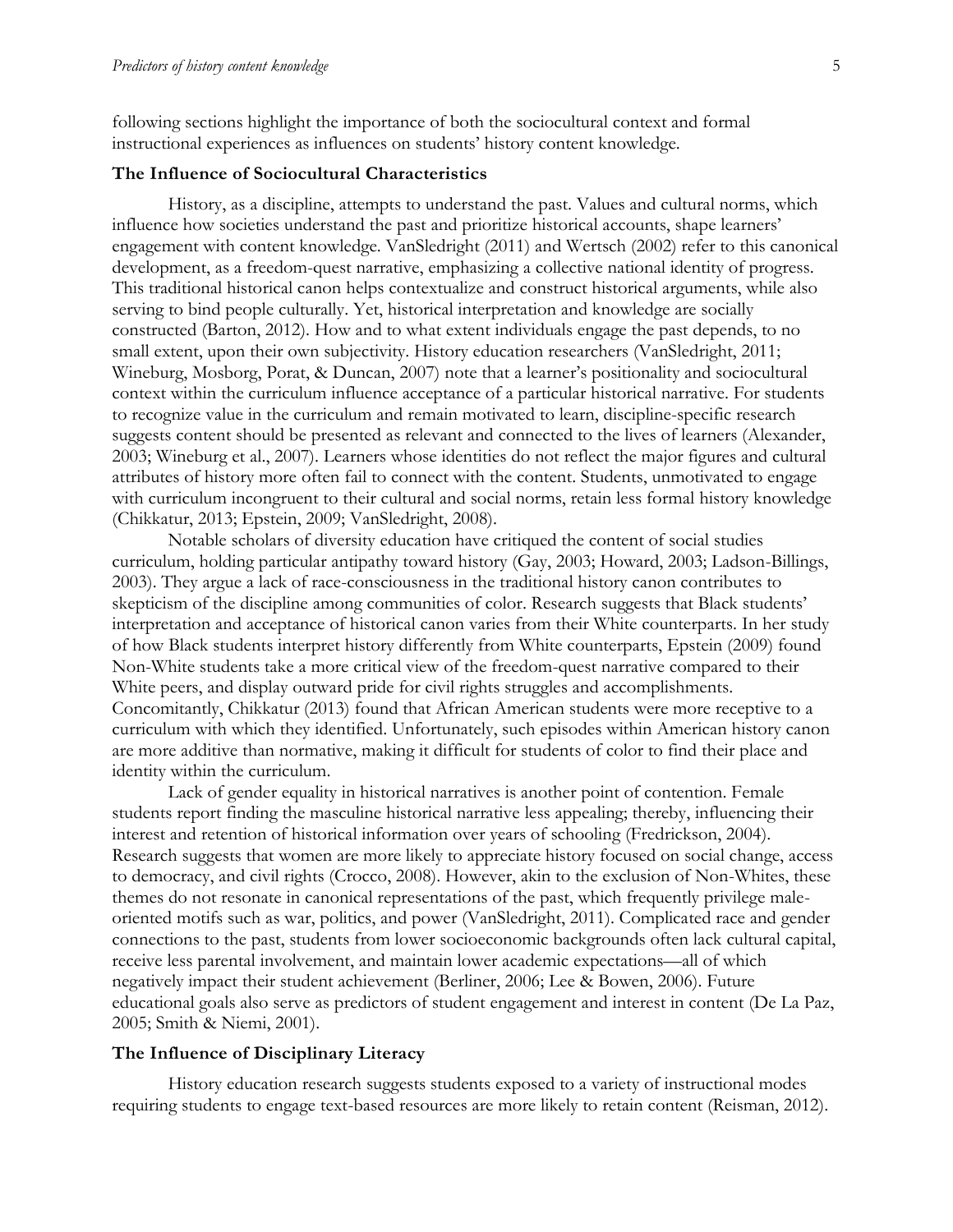following sections highlight the importance of both the sociocultural context and formal instructional experiences as influences on students' history content knowledge.

## The Influence of Sociocultural Characteristics

History, as a discipline, attempts to understand the past. Values and cultural norms, which influence how societies understand the past and prioritize historical accounts, shape learners' engagement with content knowledge. VanSledright (2011) and Wertsch (2002) refer to this canonical development, as a freedom-quest narrative, emphasizing a collective national identity of progress. This traditional historical canon helps contextualize and construct historical arguments, while also serving to bind people culturally. Yet, historical interpretation and knowledge are socially constructed (Barton, 2012). How and to what extent individuals engage the past depends, to no small extent, upon their own subjectivity. History education researchers (VanSledright, 2011; Wineburg, Mosborg, Porat, & Duncan, 2007) note that a learner's positionality and sociocultural context within the curriculum influence acceptance of a particular historical narrative. For students to recognize value in the curriculum and remain motivated to learn, discipline-specific research suggests content should be presented as relevant and connected to the lives of learners (Alexander, 2003; Wineburg et al., 2007). Learners whose identities do not reflect the major figures and cultural attributes of history more often fail to connect with the content. Students, unmotivated to engage with curriculum incongruent to their cultural and social norms, retain less formal history knowledge (Chikkatur, 2013; Epstein, 2009; VanSledright, 2008).

Notable scholars of diversity education have critiqued the content of social studies curriculum, holding particular antipathy toward history (Gay, 2003; Howard, 2003; Ladson-Billings, 2003). They argue a lack of race-consciousness in the traditional history canon contributes to skepticism of the discipline among communities of color. Research suggests that Black students' interpretation and acceptance of historical canon varies from their White counterparts. In her study of how Black students interpret history differently from White counterparts, Epstein (2009) found Non-White students take a more critical view of the freedom-quest narrative compared to their White peers, and display outward pride for civil rights struggles and accomplishments. Concomitantly, Chikkatur (2013) found that African American students were more receptive to a curriculum with which they identified. Unfortunately, such episodes within American history canon are more additive than normative, making it difficult for students of color to find their place and identity within the curriculum.

Lack of gender equality in historical narratives is another point of contention. Female students report finding the masculine historical narrative less appealing; thereby, influencing their interest and retention of historical information over years of schooling (Fredrickson, 2004). Research suggests that women are more likely to appreciate history focused on social change, access to democracy, and civil rights (Crocco, 2008). However, akin to the exclusion of Non-Whites, these themes do not resonate in canonical representations of the past, which frequently privilege male-oriented motifs such as war, politics, and power (VanSledright, 2011). Complicated race and gender connections to the past, students from lower socioeconomic backgrounds often lack cultural capital, receive less parental involvement, and maintain lower academic expectations—all of which negatively impact their student achievement (Berliner, 2006; Lee & Bowen, 2006). Future educational goals also serve as predictors of student engagement and interest in content (De La Paz, 2005; Smith & Niemi, 2001).

## The Influence of Disciplinary Literacy

History education research suggests students exposed to a variety of instructional modes requiring students to engage text-based resources are more likely to retain content (Reisman, 2012).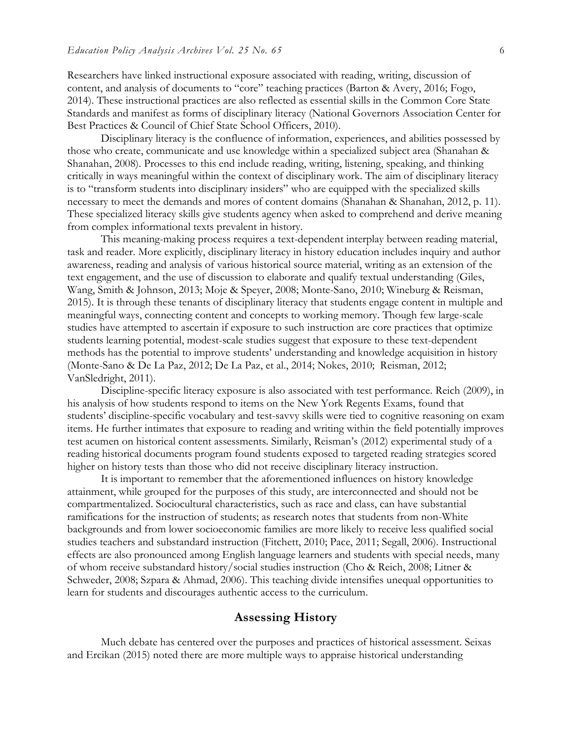Researchers have linked instructional exposure associated with reading, writing, discussion of content, and analysis of documents to "core" teaching practices (Barton & Avery, 2016; Fogo, 2014). These instructional practices are also reflected as essential skills in the Common Core State Standards and manifest as forms of disciplinary literacy (National Governors Association Center for Best Practices & Council of Chief State School Officers, 2010).

Disciplinary literacy is the confluence of information, experiences, and abilities possessed by those who create, communicate and use knowledge within a specialized subject area (Shanahan & Shanahan, 2008). Processes to this end include reading, writing, listening, speaking, and thinking critically in ways meaningful within the context of disciplinary work. The aim of disciplinary literacy is to "transform students into disciplinary insiders" who are equipped with the specialized skills necessary to meet the demands and mores of content domains (Shanahan & Shanahan, 2012, p. 11). These specialized literacy skills give students agency when asked to comprehend and derive meaning from complex informational texts prevalent in history.

This meaning-making process requires a text-dependent interplay between reading material, task and reader. More explicitly, disciplinary literacy in history education includes inquiry and author awareness, reading and analysis of various historical source material, writing as an extension of the text engagement, and the use of discussion to elaborate and qualify textual understanding (Giles, Wang, Smith & Johnson, 2013; Moje & Speyer, 2008; Monte-Sano, 2010; Wineburg & Reisman, 2015). It is through these tenants of disciplinary literacy that students engage content in multiple and meaningful ways, connecting content and concepts to working memory. Though few large-scale studies have attempted to ascertain if exposure to such instruction are core practices that optimize students learning potential, modest-scale studies suggest that exposure to these text-dependent methods has the potential to improve students' understanding and knowledge acquisition in history (Monte-Sano & De La Paz, 2012; De La Paz, et al., 2014; Nokes, 2010; Reisman, 2012; VanSledright, 2011).

Discipline-specific literacy exposure is also associated with test performance. Reich (2009), in his analysis of how students respond to items on the New York Regents Exams, found that students' discipline-specific vocabulary and test-savvy skills were tied to cognitive reasoning on exam items. He further intimates that exposure to reading and writing within the field potentially improves test acumen on historical content assessments. Similarly, Reisman's (2012) experimental study of a reading historical documents program found students exposed to targeted reading strategies scored higher on history tests than those who did not receive disciplinary literacy instruction.

It is important to remember that the aforementioned influences on history knowledge attainment, while grouped for the purposes of this study, are interconnected and should not be compartmentalized. Sociocultural characteristics, such as race and class, can have substantial ramifications for the instruction of students; as research notes that students from non-White backgrounds and from lower socioeconomic families are more likely to receive less qualified social studies teachers and substandard instruction (Fitchett, 2010; Pace, 2011; Segall, 2006). Instructional effects are also pronounced among English language learners and students with special needs, many of whom receive substandard history/social studies instruction (Cho & Reich, 2008; Litner & Schweder, 2008; Szpara & Ahmad, 2006). This teaching divide intensifies unequal opportunities to learn for students and discourages authentic access to the curriculum.

## Assessing History

Much debate has centered over the purposes and practices of historical assessment. Seixas and Ercikan (2015) noted there are more multiple ways to appraise historical understanding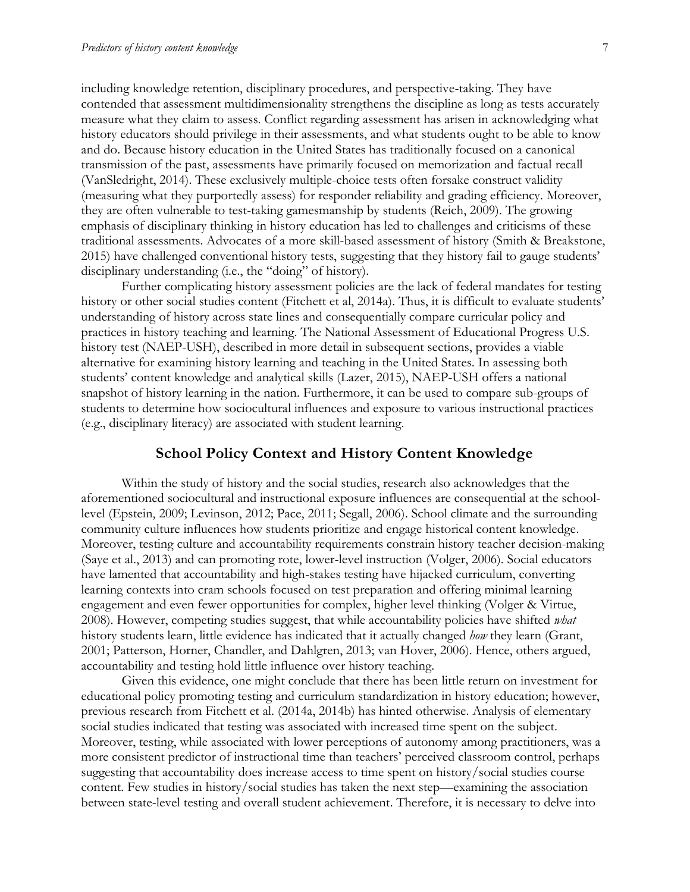including knowledge retention, disciplinary procedures, and perspective-taking. They have contended that assessment multidimensionality strengthens the discipline as long as tests accurately measure what they claim to assess. Conflict regarding assessment has arisen in acknowledging what history educators should privilege in their assessments, and what students ought to be able to know and do. Because history education in the United States has traditionally focused on a canonical transmission of the past, assessments have primarily focused on memorization and factual recall (VanSledright, 2014). These exclusively multiple-choice tests often forsake construct validity (measuring what they purportedly assess) for responder reliability and grading efficiency. Moreover, they are often vulnerable to test-taking gamesmanship by students (Reich, 2009). The growing emphasis of disciplinary thinking in history education has led to challenges and criticisms of these traditional assessments. Advocates of a more skill-based assessment of history (Smith & Breakstone, 2015) have challenged conventional history tests, suggesting that they history fail to gauge students' disciplinary understanding (i.e., the "doing" of history).

Further complicating history assessment policies are the lack of federal mandates for testing history or other social studies content (Fitchett et al, 2014a). Thus, it is difficult to evaluate students' understanding of history across state lines and consequentially compare curricular policy and practices in history teaching and learning. The National Assessment of Educational Progress U.S. history test (NAEP-USH), described in more detail in subsequent sections, provides a viable alternative for examining history learning and teaching in the United States. In assessing both students' content knowledge and analytical skills (Lazer, 2015), NAEP-USH offers a national snapshot of history learning in the nation. Furthermore, it can be used to compare sub-groups of students to determine how sociocultural influences and exposure to various instructional practices (e.g., disciplinary literacy) are associated with student learning.

## School Policy Context and History Content Knowledge

Within the study of history and the social studies, research also acknowledges that the aforementioned sociocultural and instructional exposure influences are consequential at the school-level (Epstein, 2009; Levinson, 2012; Pace, 2011; Segall, 2006). School climate and the surrounding community culture influences how students prioritize and engage historical content knowledge. Moreover, testing culture and accountability requirements constrain history teacher decision-making (Saye et al., 2013) and can promoting rote, lower-level instruction (Volger, 2006). Social educators have lamented that accountability and high-stakes testing have hijacked curriculum, converting learning contexts into cram schools focused on test preparation and offering minimal learning engagement and even fewer opportunities for complex, higher level thinking (Volger & Virtue, 2008). However, competing studies suggest, that while accountability policies have shifted *what* history students learn, little evidence has indicated that it actually changed *how* they learn (Grant, 2001; Patterson, Horner, Chandler, and Dahlgren, 2013; van Hover, 2006). Hence, others argued, accountability and testing hold little influence over history teaching.

Given this evidence, one might conclude that there has been little return on investment for educational policy promoting testing and curriculum standardization in history education; however, previous research from Fitchett et al. (2014a, 2014b) has hinted otherwise. Analysis of elementary social studies indicated that testing was associated with increased time spent on the subject. Moreover, testing, while associated with lower perceptions of autonomy among practitioners, was a more consistent predictor of instructional time than teachers' perceived classroom control, perhaps suggesting that accountability does increase access to time spent on history/social studies course content. Few studies in history/social studies has taken the next step—examining the association between state-level testing and overall student achievement. Therefore, it is necessary to delve into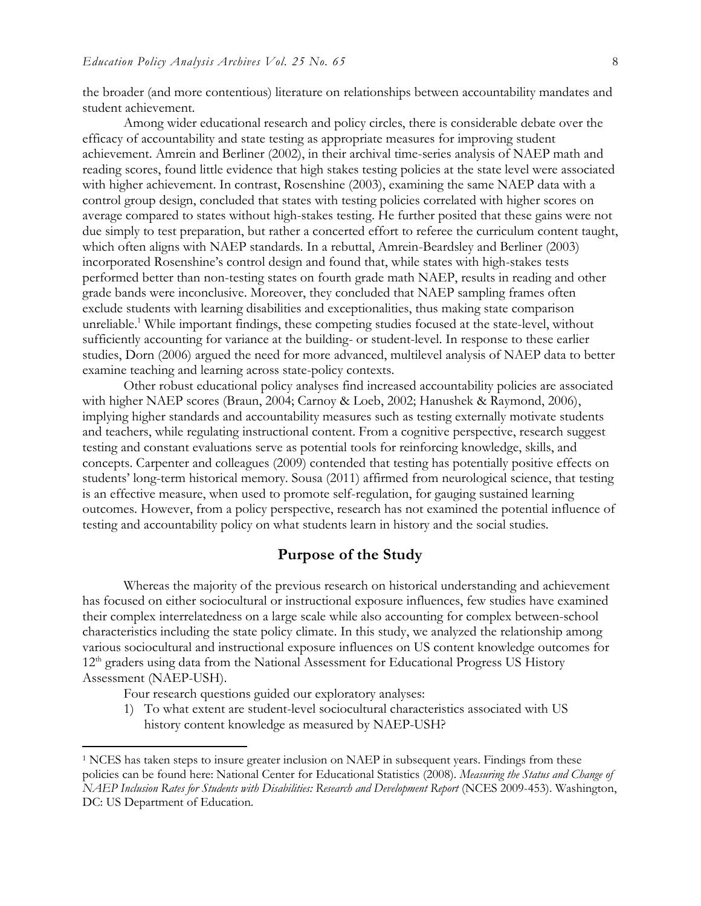the broader (and more contentious) literature on relationships between accountability mandates and student achievement.

Among wider educational research and policy circles, there is considerable debate over the efficacy of accountability and state testing as appropriate measures for improving student achievement. Amrein and Berliner (2002), in their archival time-series analysis of NAEP math and reading scores, found little evidence that high stakes testing policies at the state level were associated with higher achievement. In contrast, Rosenshine (2003), examining the same NAEP data with a control group design, concluded that states with testing policies correlated with higher scores on average compared to states without high-stakes testing. He further posited that these gains were not due simply to test preparation, but rather a concerted effort to referee the curriculum content taught, which often aligns with NAEP standards. In a rebuttal, Amrein-Beardsley and Berliner (2003) incorporated Rosenshine's control design and found that, while states with high-stakes tests performed better than non-testing states on fourth grade math NAEP, results in reading and other grade bands were inconclusive. Moreover, they concluded that NAEP sampling frames often exclude students with learning disabilities and exceptionalities, thus making state comparison unreliable.[1] While important findings, these competing studies focused at the state-level, without sufficiently accounting for variance at the building- or student-level. In response to these earlier studies, Dorn (2006) argued the need for more advanced, multilevel analysis of NAEP data to better examine teaching and learning across state-policy contexts.

Other robust educational policy analyses find increased accountability policies are associated with higher NAEP scores (Braun, 2004; Carnoy & Loeb, 2002; Hanushek & Raymond, 2006), implying higher standards and accountability measures such as testing externally motivate students and teachers, while regulating instructional content. From a cognitive perspective, research suggest testing and constant evaluations serve as potential tools for reinforcing knowledge, skills, and concepts. Carpenter and colleagues (2009) contended that testing has potentially positive effects on students' long-term historical memory. Sousa (2011) affirmed from neurological science, that testing is an effective measure, when used to promote self-regulation, for gauging sustained learning outcomes. However, from a policy perspective, research has not examined the potential influence of testing and accountability policy on what students learn in history and the social studies.

## Purpose of the Study

Whereas the majority of the previous research on historical understanding and achievement has focused on either sociocultural or instructional exposure influences, few studies have examined their complex interrelatedness on a large scale while also accounting for complex between-school characteristics including the state policy climate. In this study, we analyzed the relationship among various sociocultural and instructional exposure influences on US content knowledge outcomes for 12th graders using data from the National Assessment for Educational Progress US History Assessment (NAEP-USH).

Four research questions guided our exploratory analyses:

1) To what extent are student-level sociocultural characteristics associated with US history content knowledge as measured by NAEP-USH?

[1] NCES has taken steps to insure greater inclusion on NAEP in subsequent years. Findings from these policies can be found here: National Center for Educational Statistics (2008). *Measuring the Status and Change of NAEP Inclusion Rates for Students with Disabilities: Research and Development Report* (NCES 2009-453). Washington, DC: US Department of Education.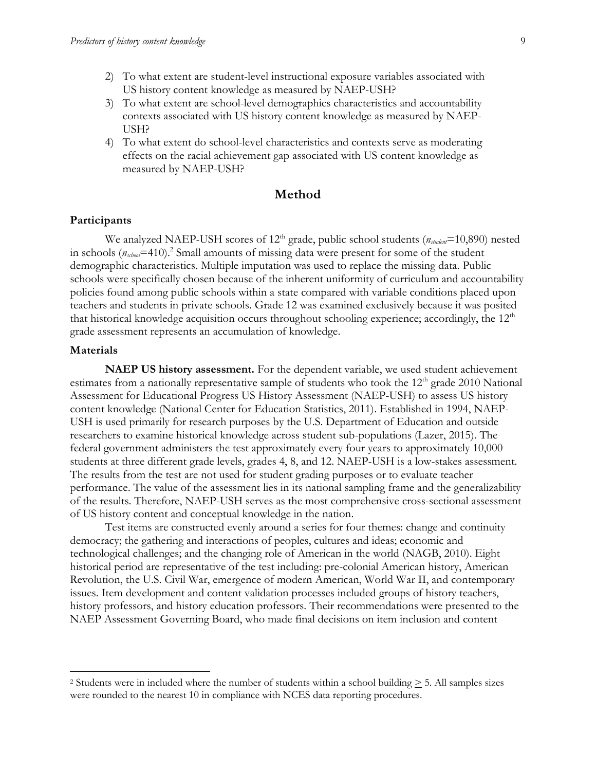2) To what extent are student-level instructional exposure variables associated with US history content knowledge as measured by NAEP-USH?
3) To what extent are school-level demographics characteristics and accountability contexts associated with US history content knowledge as measured by NAEP-USH?
4) To what extent do school-level characteristics and contexts serve as moderating effects on the racial achievement gap associated with US content knowledge as measured by NAEP-USH?

## Method

### Participants

We analyzed NAEP-USH scores of 12th grade, public school students ($n_{student}$=10,890) nested in schools ($n_{school}$=410).[2] Small amounts of missing data were present for some of the student demographic characteristics. Multiple imputation was used to replace the missing data. Public schools were specifically chosen because of the inherent uniformity of curriculum and accountability policies found among public schools within a state compared with variable conditions placed upon teachers and students in private schools. Grade 12 was examined exclusively because it was posited that historical knowledge acquisition occurs throughout schooling experience; accordingly, the 12th grade assessment represents an accumulation of knowledge.

### Materials

**NAEP US history assessment.** For the dependent variable, we used student achievement estimates from a nationally representative sample of students who took the 12th grade 2010 National Assessment for Educational Progress US History Assessment (NAEP-USH) to assess US history content knowledge (National Center for Education Statistics, 2011). Established in 1994, NAEP-USH is used primarily for research purposes by the U.S. Department of Education and outside researchers to examine historical knowledge across student sub-populations (Lazer, 2015). The federal government administers the test approximately every four years to approximately 10,000 students at three different grade levels, grades 4, 8, and 12. NAEP-USH is a low-stakes assessment. The results from the test are not used for student grading purposes or to evaluate teacher performance. The value of the assessment lies in its national sampling frame and the generalizability of the results. Therefore, NAEP-USH serves as the most comprehensive cross-sectional assessment of US history content and conceptual knowledge in the nation.

Test items are constructed evenly around a series for four themes: change and continuity democracy; the gathering and interactions of peoples, cultures and ideas; economic and technological challenges; and the changing role of American in the world (NAGB, 2010). Eight historical period are representative of the test including: pre-colonial American history, American Revolution, the U.S. Civil War, emergence of modern American, World War II, and contemporary issues. Item development and content validation processes included groups of history teachers, history professors, and history education professors. Their recommendations were presented to the NAEP Assessment Governing Board, who made final decisions on item inclusion and content

---

[2] Students were in included where the number of students within a school building $\geq$ 5. All samples sizes were rounded to the nearest 10 in compliance with NCES data reporting procedures.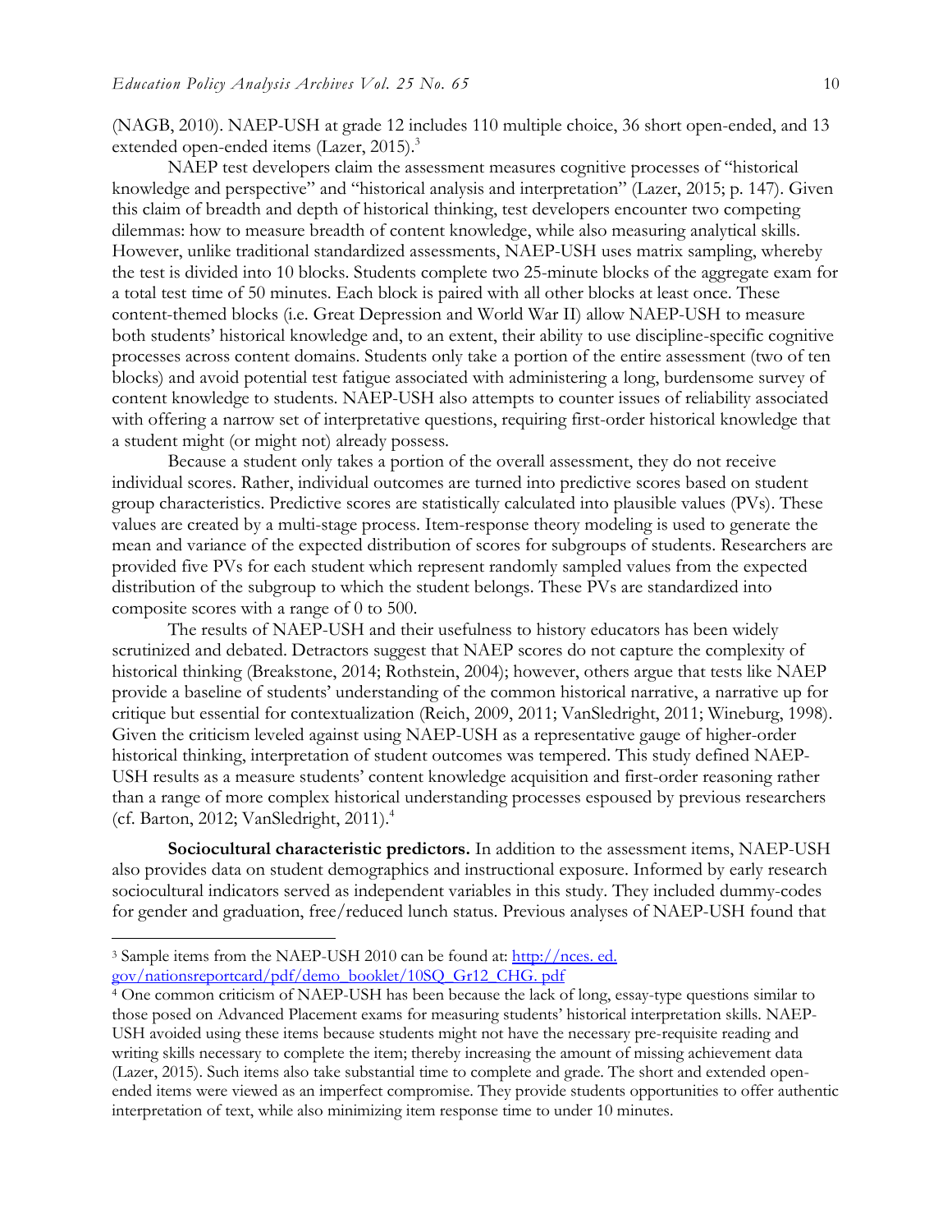(NAGB, 2010). NAEP-USH at grade 12 includes 110 multiple choice, 36 short open-ended, and 13 extended open-ended items (Lazer, 2015).[3]

NAEP test developers claim the assessment measures cognitive processes of "historical knowledge and perspective" and "historical analysis and interpretation" (Lazer, 2015; p. 147). Given this claim of breadth and depth of historical thinking, test developers encounter two competing dilemmas: how to measure breadth of content knowledge, while also measuring analytical skills. However, unlike traditional standardized assessments, NAEP-USH uses matrix sampling, whereby the test is divided into 10 blocks. Students complete two 25-minute blocks of the aggregate exam for a total test time of 50 minutes. Each block is paired with all other blocks at least once. These content-themed blocks (i.e. Great Depression and World War II) allow NAEP-USH to measure both students' historical knowledge and, to an extent, their ability to use discipline-specific cognitive processes across content domains. Students only take a portion of the entire assessment (two of ten blocks) and avoid potential test fatigue associated with administering a long, burdensome survey of content knowledge to students. NAEP-USH also attempts to counter issues of reliability associated with offering a narrow set of interpretative questions, requiring first-order historical knowledge that a student might (or might not) already possess.

Because a student only takes a portion of the overall assessment, they do not receive individual scores. Rather, individual outcomes are turned into predictive scores based on student group characteristics. Predictive scores are statistically calculated into plausible values (PVs). These values are created by a multi-stage process. Item-response theory modeling is used to generate the mean and variance of the expected distribution of scores for subgroups of students. Researchers are provided five PVs for each student which represent randomly sampled values from the expected distribution of the subgroup to which the student belongs. These PVs are standardized into composite scores with a range of 0 to 500.

The results of NAEP-USH and their usefulness to history educators has been widely scrutinized and debated. Detractors suggest that NAEP scores do not capture the complexity of historical thinking (Breakstone, 2014; Rothstein, 2004); however, others argue that tests like NAEP provide a baseline of students' understanding of the common historical narrative, a narrative up for critique but essential for contextualization (Reich, 2009, 2011; VanSledright, 2011; Wineburg, 1998). Given the criticism leveled against using NAEP-USH as a representative gauge of higher-order historical thinking, interpretation of student outcomes was tempered. This study defined NAEP-USH results as a measure students' content knowledge acquisition and first-order reasoning rather than a range of more complex historical understanding processes espoused by previous researchers (cf. Barton, 2012; VanSledright, 2011).[4]

**Sociocultural characteristic predictors.** In addition to the assessment items, NAEP-USH also provides data on student demographics and instructional exposure. Informed by early research sociocultural indicators served as independent variables in this study. They included dummy-codes for gender and graduation, free/reduced lunch status. Previous analyses of NAEP-USH found that

---

[3] Sample items from the NAEP-USH 2010 can be found at: http://nces. ed. gov/nationsreportcard/pdf/demo_booklet/10SQ_Gr12_CHG. pdf

[4] One common criticism of NAEP-USH has been because the lack of long, essay-type questions similar to those posed on Advanced Placement exams for measuring students' historical interpretation skills. NAEP-USH avoided using these items because students might not have the necessary pre-requisite reading and writing skills necessary to complete the item; thereby increasing the amount of missing achievement data (Lazer, 2015). Such items also take substantial time to complete and grade. The short and extended open-ended items were viewed as an imperfect compromise. They provide students opportunities to offer authentic interpretation of text, while also minimizing item response time to under 10 minutes.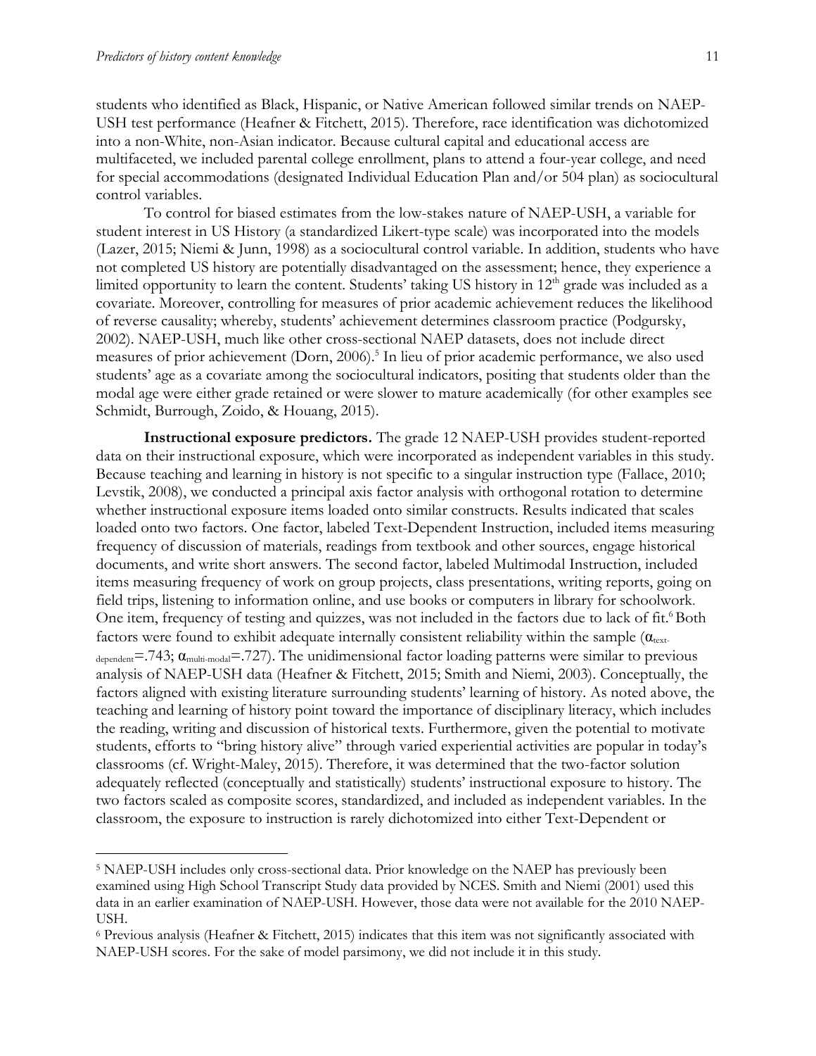students who identified as Black, Hispanic, or Native American followed similar trends on NAEP-USH test performance (Heafner & Fitchett, 2015). Therefore, race identification was dichotomized into a non-White, non-Asian indicator. Because cultural capital and educational access are multifaceted, we included parental college enrollment, plans to attend a four-year college, and need for special accommodations (designated Individual Education Plan and/or 504 plan) as sociocultural control variables.

To control for biased estimates from the low-stakes nature of NAEP-USH, a variable for student interest in US History (a standardized Likert-type scale) was incorporated into the models (Lazer, 2015; Niemi & Junn, 1998) as a sociocultural control variable. In addition, students who have not completed US history are potentially disadvantaged on the assessment; hence, they experience a limited opportunity to learn the content. Students' taking US history in 12th grade was included as a covariate. Moreover, controlling for measures of prior academic achievement reduces the likelihood of reverse causality; whereby, students' achievement determines classroom practice (Podgursky, 2002). NAEP-USH, much like other cross-sectional NAEP datasets, does not include direct measures of prior achievement (Dorn, 2006).[5] In lieu of prior academic performance, we also used students' age as a covariate among the sociocultural indicators, positing that students older than the modal age were either grade retained or were slower to mature academically (for other examples see Schmidt, Burrough, Zoido, & Houang, 2015).

**Instructional exposure predictors.** The grade 12 NAEP-USH provides student-reported data on their instructional exposure, which were incorporated as independent variables in this study. Because teaching and learning in history is not specific to a singular instruction type (Fallace, 2010; Levstik, 2008), we conducted a principal axis factor analysis with orthogonal rotation to determine whether instructional exposure items loaded onto similar constructs. Results indicated that scales loaded onto two factors. One factor, labeled Text-Dependent Instruction, included items measuring frequency of discussion of materials, readings from textbook and other sources, engage historical documents, and write short answers. The second factor, labeled Multimodal Instruction, included items measuring frequency of work on group projects, class presentations, writing reports, going on field trips, listening to information online, and use books or computers in library for schoolwork. One item, frequency of testing and quizzes, was not included in the factors due to lack of fit.[6] Both factors were found to exhibit adequate internally consistent reliability within the sample ($\alpha_{\text{text-dependent}}$=.743; $\alpha_{\text{multi-modal}}$=.727). The unidimensional factor loading patterns were similar to previous analysis of NAEP-USH data (Heafner & Fitchett, 2015; Smith and Niemi, 2003). Conceptually, the factors aligned with existing literature surrounding students' learning of history. As noted above, the teaching and learning of history point toward the importance of disciplinary literacy, which includes the reading, writing and discussion of historical texts. Furthermore, given the potential to motivate students, efforts to "bring history alive" through varied experiential activities are popular in today's classrooms (cf. Wright-Maley, 2015). Therefore, it was determined that the two-factor solution adequately reflected (conceptually and statistically) students' instructional exposure to history. The two factors scaled as composite scores, standardized, and included as independent variables. In the classroom, the exposure to instruction is rarely dichotomized into either Text-Dependent or

---

[5] NAEP-USH includes only cross-sectional data. Prior knowledge on the NAEP has previously been examined using High School Transcript Study data provided by NCES. Smith and Niemi (2001) used this data in an earlier examination of NAEP-USH. However, those data were not available for the 2010 NAEP-USH.

[6] Previous analysis (Heafner & Fitchett, 2015) indicates that this item was not significantly associated with NAEP-USH scores. For the sake of model parsimony, we did not include it in this study.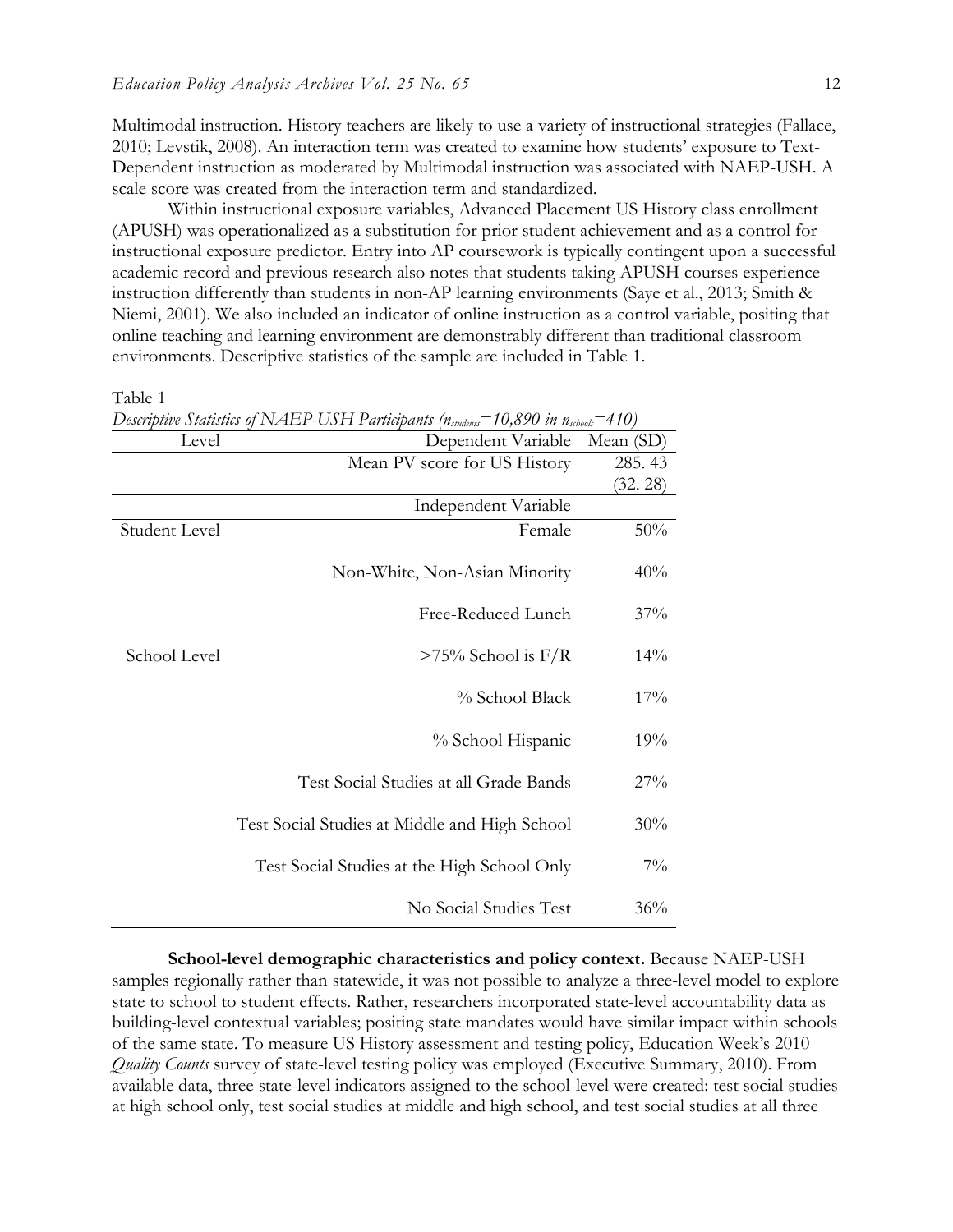Multimodal instruction. History teachers are likely to use a variety of instructional strategies (Fallace, 2010; Levstik, 2008). An interaction term was created to examine how students' exposure to Text-Dependent instruction as moderated by Multimodal instruction was associated with NAEP-USH. A scale score was created from the interaction term and standardized.

Within instructional exposure variables, Advanced Placement US History class enrollment (APUSH) was operationalized as a substitution for prior student achievement and as a control for instructional exposure predictor. Entry into AP coursework is typically contingent upon a successful academic record and previous research also notes that students taking APUSH courses experience instruction differently than students in non-AP learning environments (Saye et al., 2013; Smith & Niemi, 2001). We also included an indicator of online instruction as a control variable, positing that online teaching and learning environment are demonstrably different than traditional classroom environments. Descriptive statistics of the sample are included in Table 1.

Table 1
*Descriptive Statistics of NAEP-USH Participants ($n_{students}$=10,890 in $n_{schools}$=410)*

| Level | Dependent Variable | Mean (SD) |
|---|---|---|
| | Mean PV score for US History | 285. 43 (32. 28) |
| | Independent Variable | |
| Student Level | Female | 50% |
| | Non-White, Non-Asian Minority | 40% |
| | Free-Reduced Lunch | 37% |
| School Level | >75% School is F/R | 14% |
| | % School Black | 17% |
| | % School Hispanic | 19% |
| | Test Social Studies at all Grade Bands | 27% |
| | Test Social Studies at Middle and High School | 30% |
| | Test Social Studies at the High School Only | 7% |
| | No Social Studies Test | 36% |

**School-level demographic characteristics and policy context.** Because NAEP-USH samples regionally rather than statewide, it was not possible to analyze a three-level model to explore state to school to student effects. Rather, researchers incorporated state-level accountability data as building-level contextual variables; positing state mandates would have similar impact within schools of the same state. To measure US History assessment and testing policy, Education Week's 2010 *Quality Counts* survey of state-level testing policy was employed (Executive Summary, 2010). From available data, three state-level indicators assigned to the school-level were created: test social studies at high school only, test social studies at middle and high school, and test social studies at all three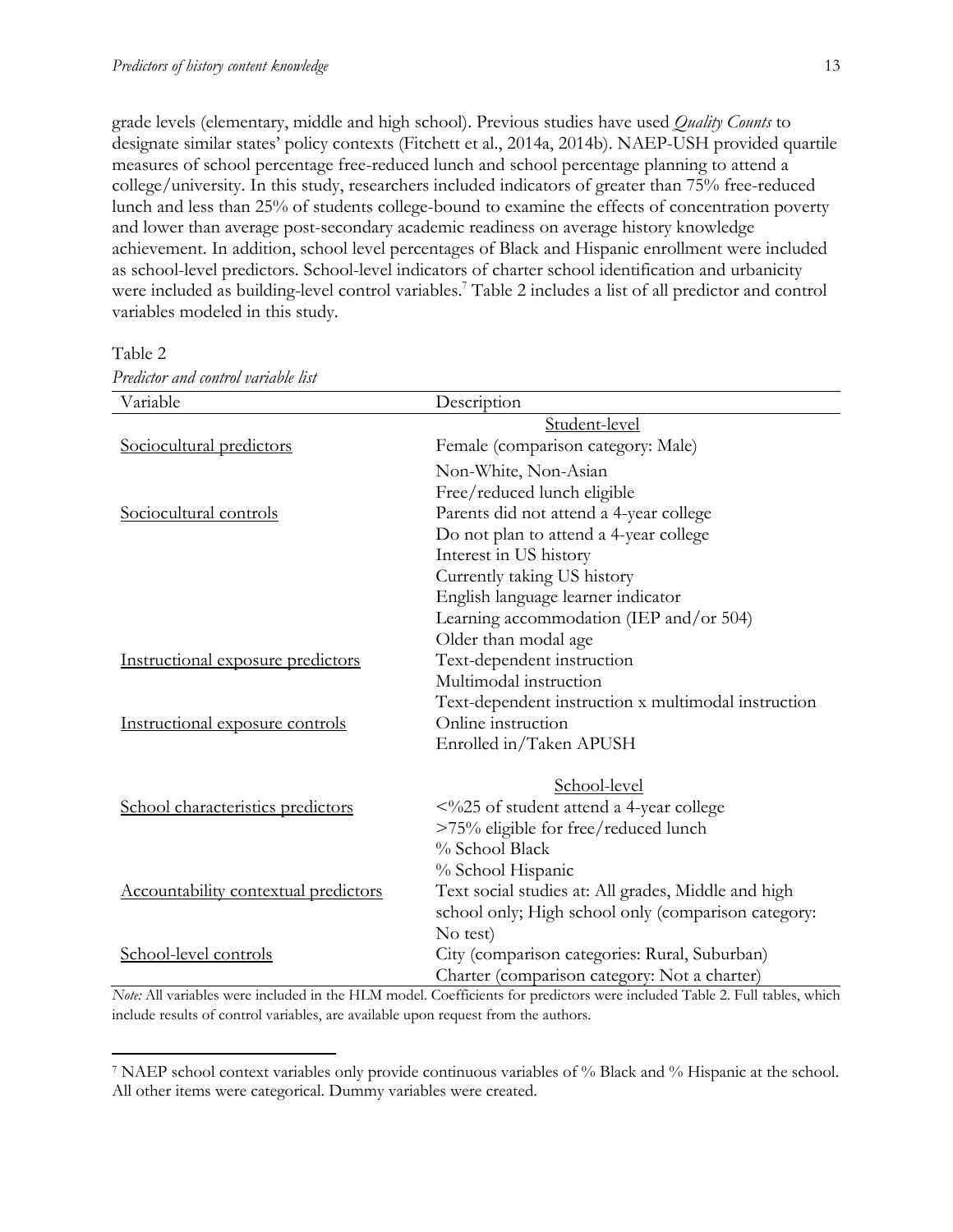grade levels (elementary, middle and high school). Previous studies have used *Quality Counts* to designate similar states' policy contexts (Fitchett et al., 2014a, 2014b). NAEP-USH provided quartile measures of school percentage free-reduced lunch and school percentage planning to attend a college/university. In this study, researchers included indicators of greater than 75% free-reduced lunch and less than 25% of students college-bound to examine the effects of concentration poverty and lower than average post-secondary academic readiness on average history knowledge achievement. In addition, school level percentages of Black and Hispanic enrollment were included as school-level predictors. School-level indicators of charter school identification and urbanicity were included as building-level control variables.[7] Table 2 includes a list of all predictor and control variables modeled in this study.

Table 2

*Predictor and control variable list*

| Variable | Description |
|---|---|
| | Student-level |
| Sociocultural predictors | Female (comparison category: Male) |
| | Non-White, Non-Asian |
| | Free/reduced lunch eligible |
| Sociocultural controls | Parents did not attend a 4-year college |
| | Do not plan to attend a 4-year college |
| | Interest in US history |
| | Currently taking US history |
| | English language learner indicator |
| | Learning accommodation (IEP and/or 504) |
| | Older than modal age |
| Instructional exposure predictors | Text-dependent instruction |
| | Multimodal instruction |
| | Text-dependent instruction x multimodal instruction |
| Instructional exposure controls | Online instruction |
| | Enrolled in/Taken APUSH |
| | School-level |
| School characteristics predictors | <%25 of student attend a 4-year college |
| | >75% eligible for free/reduced lunch |
| | % School Black |
| | % School Hispanic |
| Accountability contextual predictors | Text social studies at: All grades, Middle and high school only; High school only (comparison category: No test) |
| School-level controls | City (comparison categories: Rural, Suburban) |
| | Charter (comparison category: Not a charter) |

*Note:* All variables were included in the HLM model. Coefficients for predictors were included Table 2. Full tables, which include results of control variables, are available upon request from the authors.

[7] NAEP school context variables only provide continuous variables of % Black and % Hispanic at the school. All other items were categorical. Dummy variables were created.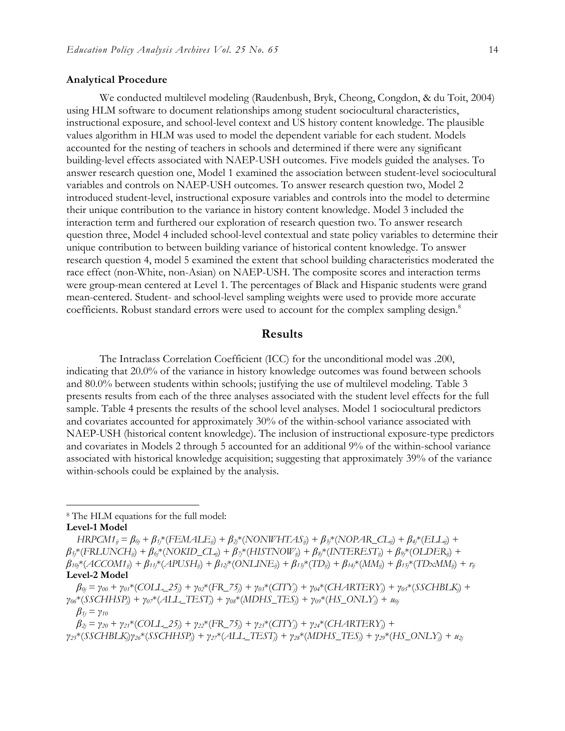### Analytical Procedure

We conducted multilevel modeling (Raudenbush, Bryk, Cheong, Congdon, & du Toit, 2004) using HLM software to document relationships among student sociocultural characteristics, instructional exposure, and school-level context and US history content knowledge. The plausible values algorithm in HLM was used to model the dependent variable for each student. Models accounted for the nesting of teachers in schools and determined if there were any significant building-level effects associated with NAEP-USH outcomes. Five models guided the analyses. To answer research question one, Model 1 examined the association between student-level sociocultural variables and controls on NAEP-USH outcomes. To answer research question two, Model 2 introduced student-level, instructional exposure variables and controls into the model to determine their unique contribution to the variance in history content knowledge. Model 3 included the interaction term and furthered our exploration of research question two. To answer research question three, Model 4 included school-level contextual and state policy variables to determine their unique contribution to between building variance of historical content knowledge. To answer research question 4, model 5 examined the extent that school building characteristics moderated the race effect (non-White, non-Asian) on NAEP-USH. The composite scores and interaction terms were group-mean centered at Level 1. The percentages of Black and Hispanic students were grand mean-centered. Student- and school-level sampling weights were used to provide more accurate coefficients. Robust standard errors were used to account for the complex sampling design.[8]

## Results

The Intraclass Correlation Coefficient (ICC) for the unconditional model was .200, indicating that 20.0% of the variance in history knowledge outcomes was found between schools and 80.0% between students within schools; justifying the use of multilevel modeling. Table 3 presents results from each of the three analyses associated with the student level effects for the full sample. Table 4 presents the results of the school level analyses. Model 1 sociocultural predictors and covariates accounted for approximately 30% of the within-school variance associated with NAEP-USH (historical content knowledge). The inclusion of instructional exposure-type predictors and covariates in Models 2 through 5 accounted for an additional 9% of the within-school variance associated with historical knowledge acquisition; suggesting that approximately 39% of the variance within-schools could be explained by the analysis.

---

[8] The HLM equations for the full model:

**Level-1 Model**

$HRPCM1_{ij} = \beta_{0j} + \beta_{1j}*(FEMALE_{ij}) + \beta_{2j}*(NONWHTAS_{ij}) + \beta_{3j}*(NOPAR\_CL_{ij}) + \beta_{4j}*(ELL_{ij}) + \beta_{5j}*(FRLUNCH_{ij}) + \beta_{6j}*(NOKID\_CL_{ij}) + \beta_{7j}*(HISTNOW_{ij}) + \beta_{8j}*(INTEREST_{ij}) + \beta_{9j}*(OLDER_{ij}) + \beta_{10j}*(ACCOM1_{ij}) + \beta_{11j}*(APUSH_{ij}) + \beta_{12j}*(ONLINE_{ij}) + \beta_{13j}*(TD_{ij}) + \beta_{14j}*(MM_{ij}) + \beta_{15j}*(TDxMM_{ij}) + r_{ij}$

**Level-2 Model**

$\beta_{0j} = \gamma_{00} + \gamma_{01}*(COLL\_25_j) + \gamma_{02}*(FR\_75_j) + \gamma_{03}*(CITY_j) + \gamma_{04}*(CHARTERY_j) + \gamma_{05}*(SSCHBLK_j) + \gamma_{06}*(SSCHHSP_j) + \gamma_{07}*(ALL\_TEST_j) + \gamma_{08}*(MDHS\_TES_j) + \gamma_{09}*(HS\_ONLY_j) + u_{0j}$

$\beta_{1j} = \gamma_{10}$

$\beta_{2j} = \gamma_{20} + \gamma_{21}*(COLL\_25_j) + \gamma_{22}*(FR\_75_j) + \gamma_{23}*(CITY_j) + \gamma_{24}*(CHARTERY_j) + \gamma_{25}*(SSCHBLK_j)\gamma_{26}*(SSCHHSP_j) + \gamma_{27}*(ALL\_TEST_j) + \gamma_{28}*(MDHS\_TES_j) + \gamma_{29}*(HS\_ONLY_j) + u_{2j}$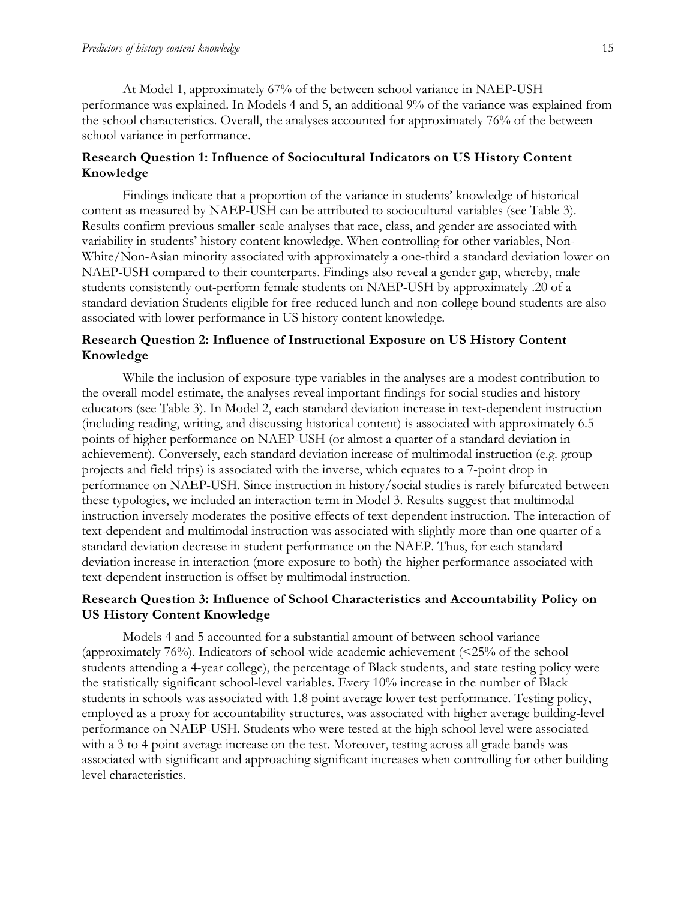At Model 1, approximately 67% of the between school variance in NAEP-USH performance was explained. In Models 4 and 5, an additional 9% of the variance was explained from the school characteristics. Overall, the analyses accounted for approximately 76% of the between school variance in performance.

### Research Question 1: Influence of Sociocultural Indicators on US History Content Knowledge

Findings indicate that a proportion of the variance in students' knowledge of historical content as measured by NAEP-USH can be attributed to sociocultural variables (see Table 3). Results confirm previous smaller-scale analyses that race, class, and gender are associated with variability in students' history content knowledge. When controlling for other variables, Non-White/Non-Asian minority associated with approximately a one-third a standard deviation lower on NAEP-USH compared to their counterparts. Findings also reveal a gender gap, whereby, male students consistently out-perform female students on NAEP-USH by approximately .20 of a standard deviation Students eligible for free-reduced lunch and non-college bound students are also associated with lower performance in US history content knowledge.

### Research Question 2: Influence of Instructional Exposure on US History Content Knowledge

While the inclusion of exposure-type variables in the analyses are a modest contribution to the overall model estimate, the analyses reveal important findings for social studies and history educators (see Table 3). In Model 2, each standard deviation increase in text-dependent instruction (including reading, writing, and discussing historical content) is associated with approximately 6.5 points of higher performance on NAEP-USH (or almost a quarter of a standard deviation in achievement). Conversely, each standard deviation increase of multimodal instruction (e.g. group projects and field trips) is associated with the inverse, which equates to a 7-point drop in performance on NAEP-USH. Since instruction in history/social studies is rarely bifurcated between these typologies, we included an interaction term in Model 3. Results suggest that multimodal instruction inversely moderates the positive effects of text-dependent instruction. The interaction of text-dependent and multimodal instruction was associated with slightly more than one quarter of a standard deviation decrease in student performance on the NAEP. Thus, for each standard deviation increase in interaction (more exposure to both) the higher performance associated with text-dependent instruction is offset by multimodal instruction.

### Research Question 3: Influence of School Characteristics and Accountability Policy on US History Content Knowledge

Models 4 and 5 accounted for a substantial amount of between school variance (approximately 76%). Indicators of school-wide academic achievement (<25% of the school students attending a 4-year college), the percentage of Black students, and state testing policy were the statistically significant school-level variables. Every 10% increase in the number of Black students in schools was associated with 1.8 point average lower test performance. Testing policy, employed as a proxy for accountability structures, was associated with higher average building-level performance on NAEP-USH. Students who were tested at the high school level were associated with a 3 to 4 point average increase on the test. Moreover, testing across all grade bands was associated with significant and approaching significant increases when controlling for other building level characteristics.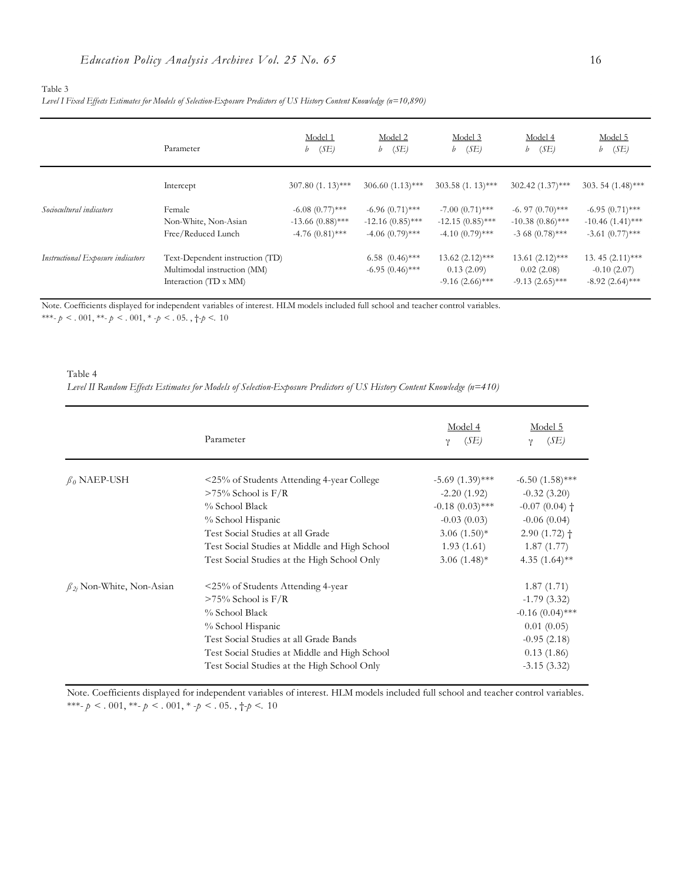Table 3
*Level I Fixed Effects Estimates for Models of Selection-Exposure Predictors of US History Content Knowledge (n=10,890)*

| | Parameter | Model 1<br>*b* (*SE*) | Model 2<br>*b* (*SE*) | Model 3<br>*b* (*SE*) | Model 4<br>*b* (*SE*) | Model 5<br>*b* (*SE*) |
|---|---|---|---|---|---|---|
| | Intercept | 307.80 (1. 13)*** | 306.60 (1.13)*** | 303.58 (1. 13)*** | 302.42 (1.37)*** | 303. 54 (1.48)*** |
| *Sociocultural indicators* | Female | -6.08 (0.77)*** | -6.96 (0.71)*** | -7.00 (0.71)*** | -6. 97 (0.70)*** | -6.95 (0.71)*** |
| | Non-White, Non-Asian | -13.66 (0.88)*** | -12.16 (0.85)*** | -12.15 (0.85)*** | -10.38 (0.86)*** | -10.46 (1.41)*** |
| | Free/Reduced Lunch | -4.76 (0.81)*** | -4.06 (0.79)*** | -4.10 (0.79)*** | -3 68 (0.78)*** | -3.61 (0.77)*** |
| *Instructional Exposure indicators* | Text-Dependent instruction (TD) | | 6.58 (0.46)*** | 13.62 (2.12)*** | 13.61 (2.12)*** | 13. 45 (2.11)*** |
| | Multimodal instruction (MM) | | -6.95 (0.46)*** | 0.13 (2.09) | 0.02 (2.08) | -0.10 (2.07) |
| | Interaction (TD x MM) | | | -9.16 (2.66)*** | -9.13 (2.65)*** | -8.92 (2.64)*** |

Note. Coefficients displayed for independent variables of interest. HLM models included full school and teacher control variables.
***- $p < .001$, **- $p < .001$, * -$p < .05.$, †-$p < .10$

Table 4
*Level II Random Effects Estimates for Models of Selection-Exposure Predictors of US History Content Knowledge (n=410)*

| | Parameter | Model 4<br>γ (*SE*) | Model 5<br>γ (*SE*) |
|---|---|---|---|
| $\beta_0$ NAEP-USH | <25% of Students Attending 4-year College | -5.69 (1.39)*** | -6.50 (1.58)*** |
| | >75% School is F/R | -2.20 (1.92) | -0.32 (3.20) |
| | % School Black | -0.18 (0.03)*** | -0.07 (0.04) † |
| | % School Hispanic | -0.03 (0.03) | -0.06 (0.04) |
| | Test Social Studies at all Grade | 3.06 (1.50)* | 2.90 (1.72) † |
| | Test Social Studies at Middle and High School | 1.93 (1.61) | 1.87 (1.77) |
| | Test Social Studies at the High School Only | 3.06 (1.48)* | 4.35 (1.64)** |
| $\beta_{2j}$ Non-White, Non-Asian | <25% of Students Attending 4-year | | 1.87 (1.71) |
| | >75% School is F/R | | -1.79 (3.32) |
| | % School Black | | -0.16 (0.04)*** |
| | % School Hispanic | | 0.01 (0.05) |
| | Test Social Studies at all Grade Bands | | -0.95 (2.18) |
| | Test Social Studies at Middle and High School | | 0.13 (1.86) |
| | Test Social Studies at the High School Only | | -3.15 (3.32) |

Note. Coefficients displayed for independent variables of interest. HLM models included full school and teacher control variables.
***- $p < .001$, **- $p < .001$, * -$p < .05.$, †-$p < .10$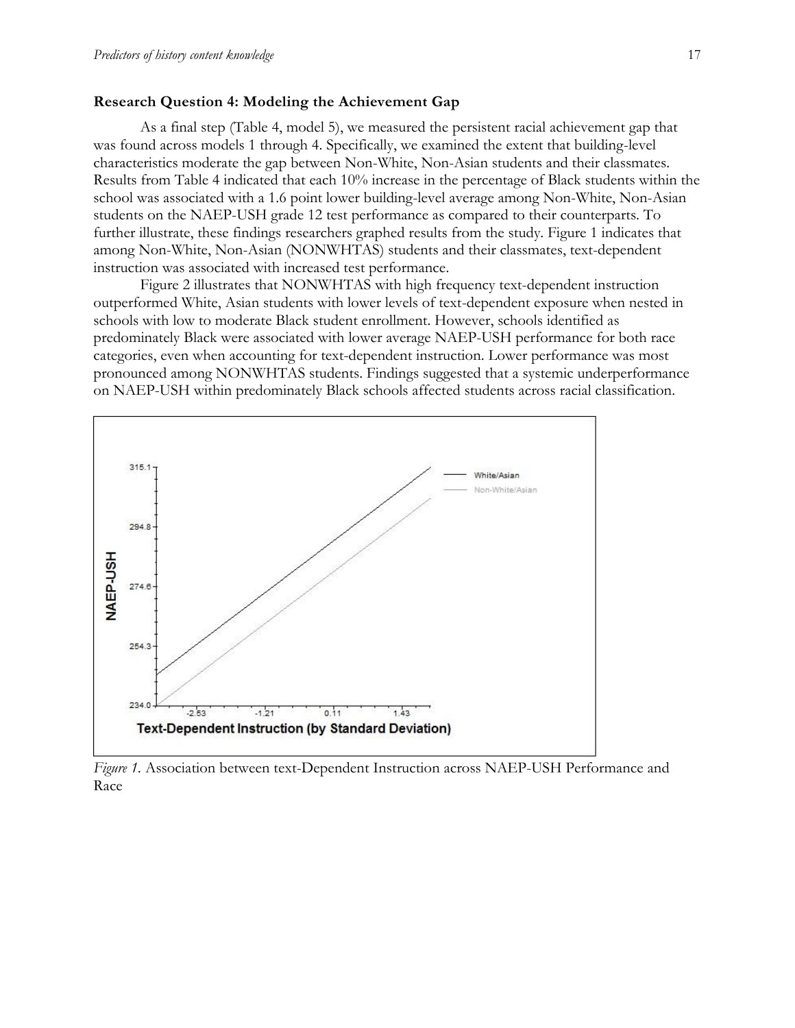**Research Question 4: Modeling the Achievement Gap**

As a final step (Table 4, model 5), we measured the persistent racial achievement gap that was found across models 1 through 4. Specifically, we examined the extent that building-level characteristics moderate the gap between Non-White, Non-Asian students and their classmates. Results from Table 4 indicated that each 10% increase in the percentage of Black students within the school was associated with a 1.6 point lower building-level average among Non-White, Non-Asian students on the NAEP-USH grade 12 test performance as compared to their counterparts. To further illustrate, these findings researchers graphed results from the study. Figure 1 indicates that among Non-White, Non-Asian (NONWHTAS) students and their classmates, text-dependent instruction was associated with increased test performance.

Figure 2 illustrates that NONWHTAS with high frequency text-dependent instruction outperformed White, Asian students with lower levels of text-dependent exposure when nested in schools with low to moderate Black student enrollment. However, schools identified as predominately Black were associated with lower average NAEP-USH performance for both race categories, even when accounting for text-dependent instruction. Lower performance was most pronounced among NONWHTAS students. Findings suggested that a systemic underperformance on NAEP-USH within predominately Black schools affected students across racial classification.

*Figure 1.* Association between text-Dependent Instruction across NAEP-USH Performance and Race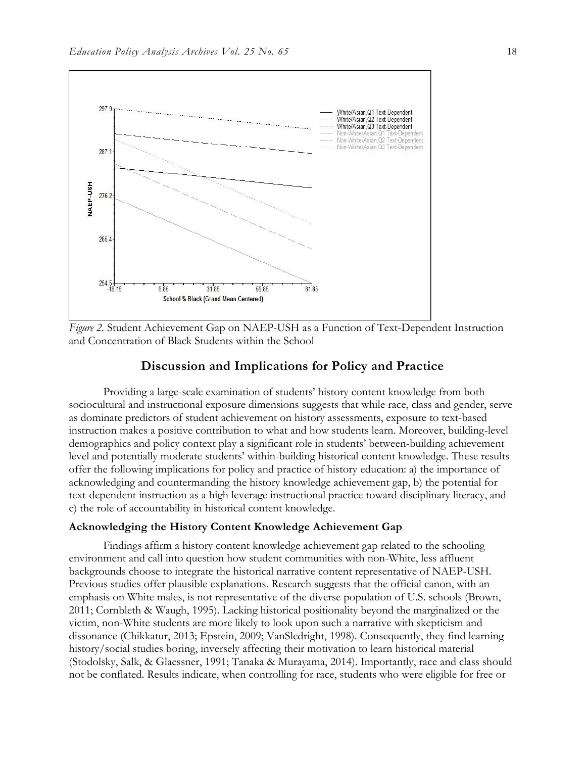*Figure 2.* Student Achievement Gap on NAEP-USH as a Function of Text-Dependent Instruction and Concentration of Black Students within the School

## Discussion and Implications for Policy and Practice

Providing a large-scale examination of students' history content knowledge from both sociocultural and instructional exposure dimensions suggests that while race, class and gender, serve as dominate predictors of student achievement on history assessments, exposure to text-based instruction makes a positive contribution to what and how students learn. Moreover, building-level demographics and policy context play a significant role in students' between-building achievement level and potentially moderate students' within-building historical content knowledge. These results offer the following implications for policy and practice of history education: a) the importance of acknowledging and countermanding the history knowledge achievement gap, b) the potential for text-dependent instruction as a high leverage instructional practice toward disciplinary literacy, and c) the role of accountability in historical content knowledge.

### Acknowledging the History Content Knowledge Achievement Gap

Findings affirm a history content knowledge achievement gap related to the schooling environment and call into question how student communities with non-White, less affluent backgrounds choose to integrate the historical narrative content representative of NAEP-USH. Previous studies offer plausible explanations. Research suggests that the official canon, with an emphasis on White males, is not representative of the diverse population of U.S. schools (Brown, 2011; Cornbleth & Waugh, 1995). Lacking historical positionality beyond the marginalized or the victim, non-White students are more likely to look upon such a narrative with skepticism and dissonance (Chikkatur, 2013; Epstein, 2009; VanSledright, 1998). Consequently, they find learning history/social studies boring, inversely affecting their motivation to learn historical material (Stodolsky, Salk, & Glaessner, 1991; Tanaka & Murayama, 2014). Importantly, race and class should not be conflated. Results indicate, when controlling for race, students who were eligible for free or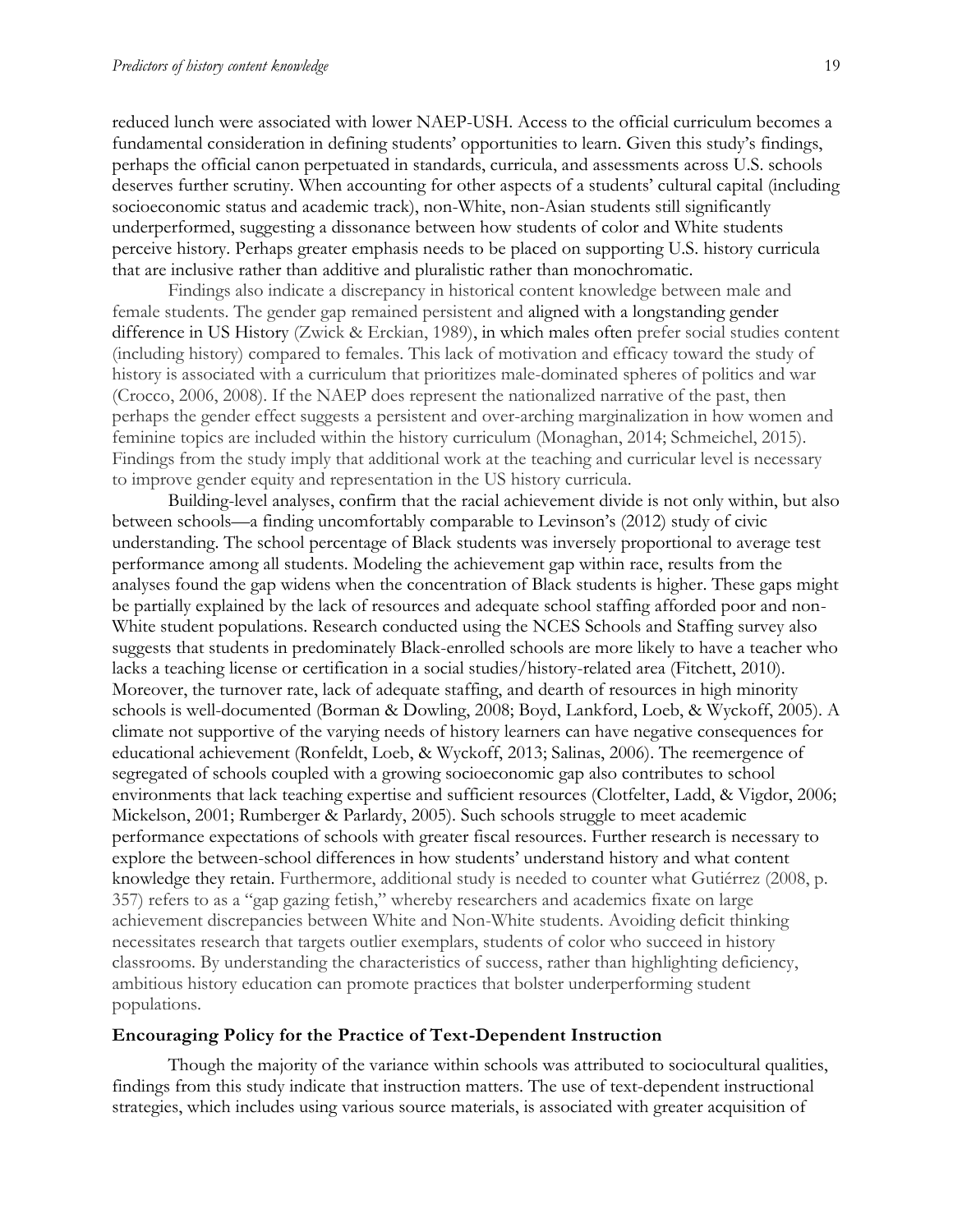reduced lunch were associated with lower NAEP-USH. Access to the official curriculum becomes a fundamental consideration in defining students' opportunities to learn. Given this study's findings, perhaps the official canon perpetuated in standards, curricula, and assessments across U.S. schools deserves further scrutiny. When accounting for other aspects of a students' cultural capital (including socioeconomic status and academic track), non-White, non-Asian students still significantly underperformed, suggesting a dissonance between how students of color and White students perceive history. Perhaps greater emphasis needs to be placed on supporting U.S. history curricula that are inclusive rather than additive and pluralistic rather than monochromatic.

Findings also indicate a discrepancy in historical content knowledge between male and female students. The gender gap remained persistent and aligned with a longstanding gender difference in US History (Zwick & Erckian, 1989), in which males often prefer social studies content (including history) compared to females. This lack of motivation and efficacy toward the study of history is associated with a curriculum that prioritizes male-dominated spheres of politics and war (Crocco, 2006, 2008). If the NAEP does represent the nationalized narrative of the past, then perhaps the gender effect suggests a persistent and over-arching marginalization in how women and feminine topics are included within the history curriculum (Monaghan, 2014; Schmeichel, 2015). Findings from the study imply that additional work at the teaching and curricular level is necessary to improve gender equity and representation in the US history curricula.

Building-level analyses, confirm that the racial achievement divide is not only within, but also between schools—a finding uncomfortably comparable to Levinson's (2012) study of civic understanding. The school percentage of Black students was inversely proportional to average test performance among all students. Modeling the achievement gap within race, results from the analyses found the gap widens when the concentration of Black students is higher. These gaps might be partially explained by the lack of resources and adequate school staffing afforded poor and non-White student populations. Research conducted using the NCES Schools and Staffing survey also suggests that students in predominately Black-enrolled schools are more likely to have a teacher who lacks a teaching license or certification in a social studies/history-related area (Fitchett, 2010). Moreover, the turnover rate, lack of adequate staffing, and dearth of resources in high minority schools is well-documented (Borman & Dowling, 2008; Boyd, Lankford, Loeb, & Wyckoff, 2005). A climate not supportive of the varying needs of history learners can have negative consequences for educational achievement (Ronfeldt, Loeb, & Wyckoff, 2013; Salinas, 2006). The reemergence of segregated of schools coupled with a growing socioeconomic gap also contributes to school environments that lack teaching expertise and sufficient resources (Clotfelter, Ladd, & Vigdor, 2006; Mickelson, 2001; Rumberger & Parlardy, 2005). Such schools struggle to meet academic performance expectations of schools with greater fiscal resources. Further research is necessary to explore the between-school differences in how students' understand history and what content knowledge they retain. Furthermore, additional study is needed to counter what Gutiérrez (2008, p. 357) refers to as a "gap gazing fetish," whereby researchers and academics fixate on large achievement discrepancies between White and Non-White students. Avoiding deficit thinking necessitates research that targets outlier exemplars, students of color who succeed in history classrooms. By understanding the characteristics of success, rather than highlighting deficiency, ambitious history education can promote practices that bolster underperforming student populations.

### Encouraging Policy for the Practice of Text-Dependent Instruction

Though the majority of the variance within schools was attributed to sociocultural qualities, findings from this study indicate that instruction matters. The use of text-dependent instructional strategies, which includes using various source materials, is associated with greater acquisition of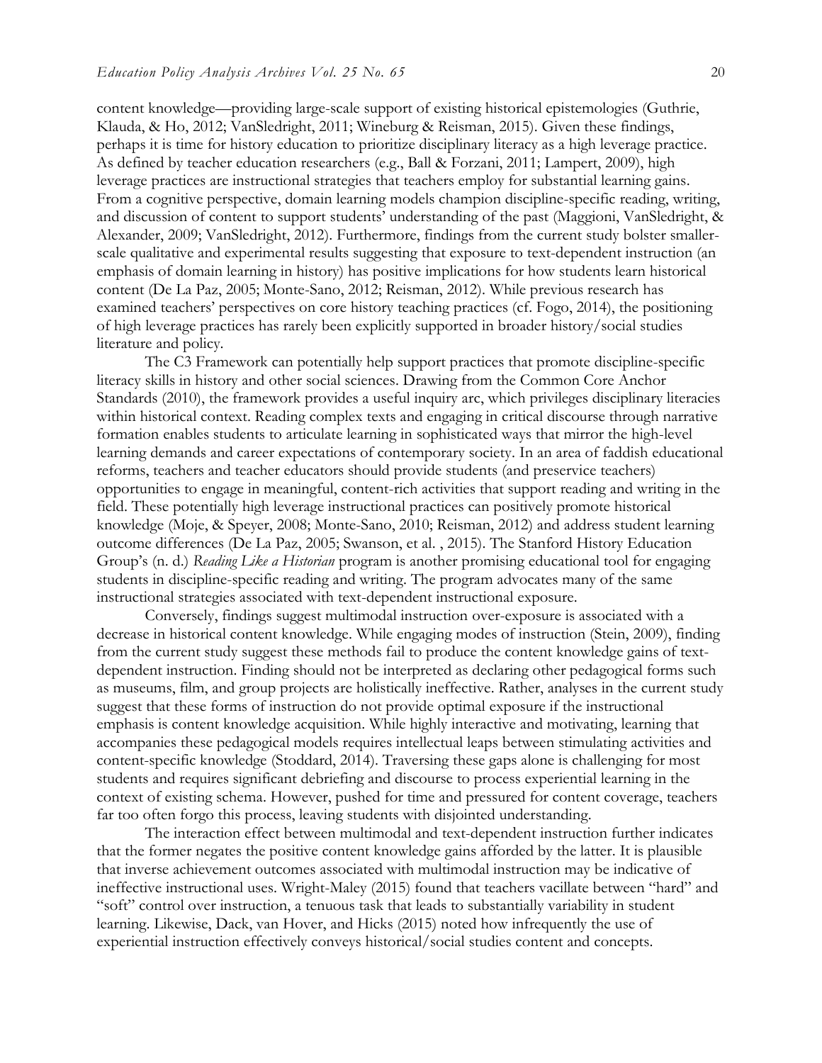content knowledge—providing large-scale support of existing historical epistemologies (Guthrie, Klauda, & Ho, 2012; VanSledright, 2011; Wineburg & Reisman, 2015). Given these findings, perhaps it is time for history education to prioritize disciplinary literacy as a high leverage practice. As defined by teacher education researchers (e.g., Ball & Forzani, 2011; Lampert, 2009), high leverage practices are instructional strategies that teachers employ for substantial learning gains. From a cognitive perspective, domain learning models champion discipline-specific reading, writing, and discussion of content to support students' understanding of the past (Maggioni, VanSledright, & Alexander, 2009; VanSledright, 2012). Furthermore, findings from the current study bolster smaller-scale qualitative and experimental results suggesting that exposure to text-dependent instruction (an emphasis of domain learning in history) has positive implications for how students learn historical content (De La Paz, 2005; Monte-Sano, 2012; Reisman, 2012). While previous research has examined teachers' perspectives on core history teaching practices (cf. Fogo, 2014), the positioning of high leverage practices has rarely been explicitly supported in broader history/social studies literature and policy.

The C3 Framework can potentially help support practices that promote discipline-specific literacy skills in history and other social sciences. Drawing from the Common Core Anchor Standards (2010), the framework provides a useful inquiry arc, which privileges disciplinary literacies within historical context. Reading complex texts and engaging in critical discourse through narrative formation enables students to articulate learning in sophisticated ways that mirror the high-level learning demands and career expectations of contemporary society. In an area of faddish educational reforms, teachers and teacher educators should provide students (and preservice teachers) opportunities to engage in meaningful, content-rich activities that support reading and writing in the field. These potentially high leverage instructional practices can positively promote historical knowledge (Moje, & Speyer, 2008; Monte-Sano, 2010; Reisman, 2012) and address student learning outcome differences (De La Paz, 2005; Swanson, et al. , 2015). The Stanford History Education Group's (n. d.) *Reading Like a Historian* program is another promising educational tool for engaging students in discipline-specific reading and writing. The program advocates many of the same instructional strategies associated with text-dependent instructional exposure.

Conversely, findings suggest multimodal instruction over-exposure is associated with a decrease in historical content knowledge. While engaging modes of instruction (Stein, 2009), finding from the current study suggest these methods fail to produce the content knowledge gains of text-dependent instruction. Finding should not be interpreted as declaring other pedagogical forms such as museums, film, and group projects are holistically ineffective. Rather, analyses in the current study suggest that these forms of instruction do not provide optimal exposure if the instructional emphasis is content knowledge acquisition. While highly interactive and motivating, learning that accompanies these pedagogical models requires intellectual leaps between stimulating activities and content-specific knowledge (Stoddard, 2014). Traversing these gaps alone is challenging for most students and requires significant debriefing and discourse to process experiential learning in the context of existing schema. However, pushed for time and pressured for content coverage, teachers far too often forgo this process, leaving students with disjointed understanding.

The interaction effect between multimodal and text-dependent instruction further indicates that the former negates the positive content knowledge gains afforded by the latter. It is plausible that inverse achievement outcomes associated with multimodal instruction may be indicative of ineffective instructional uses. Wright-Maley (2015) found that teachers vacillate between "hard" and "soft" control over instruction, a tenuous task that leads to substantially variability in student learning. Likewise, Dack, van Hover, and Hicks (2015) noted how infrequently the use of experiential instruction effectively conveys historical/social studies content and concepts.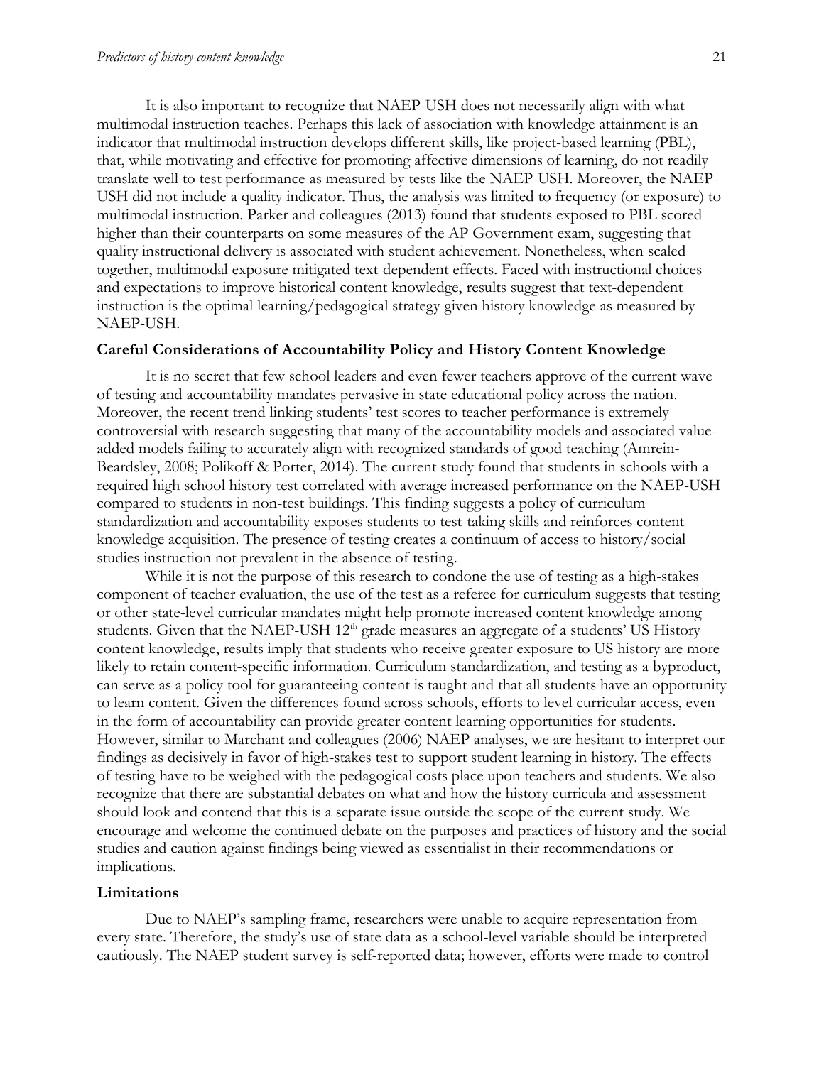It is also important to recognize that NAEP-USH does not necessarily align with what multimodal instruction teaches. Perhaps this lack of association with knowledge attainment is an indicator that multimodal instruction develops different skills, like project-based learning (PBL), that, while motivating and effective for promoting affective dimensions of learning, do not readily translate well to test performance as measured by tests like the NAEP-USH. Moreover, the NAEP-USH did not include a quality indicator. Thus, the analysis was limited to frequency (or exposure) to multimodal instruction. Parker and colleagues (2013) found that students exposed to PBL scored higher than their counterparts on some measures of the AP Government exam, suggesting that quality instructional delivery is associated with student achievement. Nonetheless, when scaled together, multimodal exposure mitigated text-dependent effects. Faced with instructional choices and expectations to improve historical content knowledge, results suggest that text-dependent instruction is the optimal learning/pedagogical strategy given history knowledge as measured by NAEP-USH.

### Careful Considerations of Accountability Policy and History Content Knowledge

It is no secret that few school leaders and even fewer teachers approve of the current wave of testing and accountability mandates pervasive in state educational policy across the nation. Moreover, the recent trend linking students' test scores to teacher performance is extremely controversial with research suggesting that many of the accountability models and associated value-added models failing to accurately align with recognized standards of good teaching (Amrein-Beardsley, 2008; Polikoff & Porter, 2014). The current study found that students in schools with a required high school history test correlated with average increased performance on the NAEP-USH compared to students in non-test buildings. This finding suggests a policy of curriculum standardization and accountability exposes students to test-taking skills and reinforces content knowledge acquisition. The presence of testing creates a continuum of access to history/social studies instruction not prevalent in the absence of testing.

While it is not the purpose of this research to condone the use of testing as a high-stakes component of teacher evaluation, the use of the test as a referee for curriculum suggests that testing or other state-level curricular mandates might help promote increased content knowledge among students. Given that the NAEP-USH 12th grade measures an aggregate of a students' US History content knowledge, results imply that students who receive greater exposure to US history are more likely to retain content-specific information. Curriculum standardization, and testing as a byproduct, can serve as a policy tool for guaranteeing content is taught and that all students have an opportunity to learn content. Given the differences found across schools, efforts to level curricular access, even in the form of accountability can provide greater content learning opportunities for students. However, similar to Marchant and colleagues (2006) NAEP analyses, we are hesitant to interpret our findings as decisively in favor of high-stakes test to support student learning in history. The effects of testing have to be weighed with the pedagogical costs place upon teachers and students. We also recognize that there are substantial debates on what and how the history curricula and assessment should look and contend that this is a separate issue outside the scope of the current study. We encourage and welcome the continued debate on the purposes and practices of history and the social studies and caution against findings being viewed as essentialist in their recommendations or implications.

### Limitations

Due to NAEP's sampling frame, researchers were unable to acquire representation from every state. Therefore, the study's use of state data as a school-level variable should be interpreted cautiously. The NAEP student survey is self-reported data; however, efforts were made to control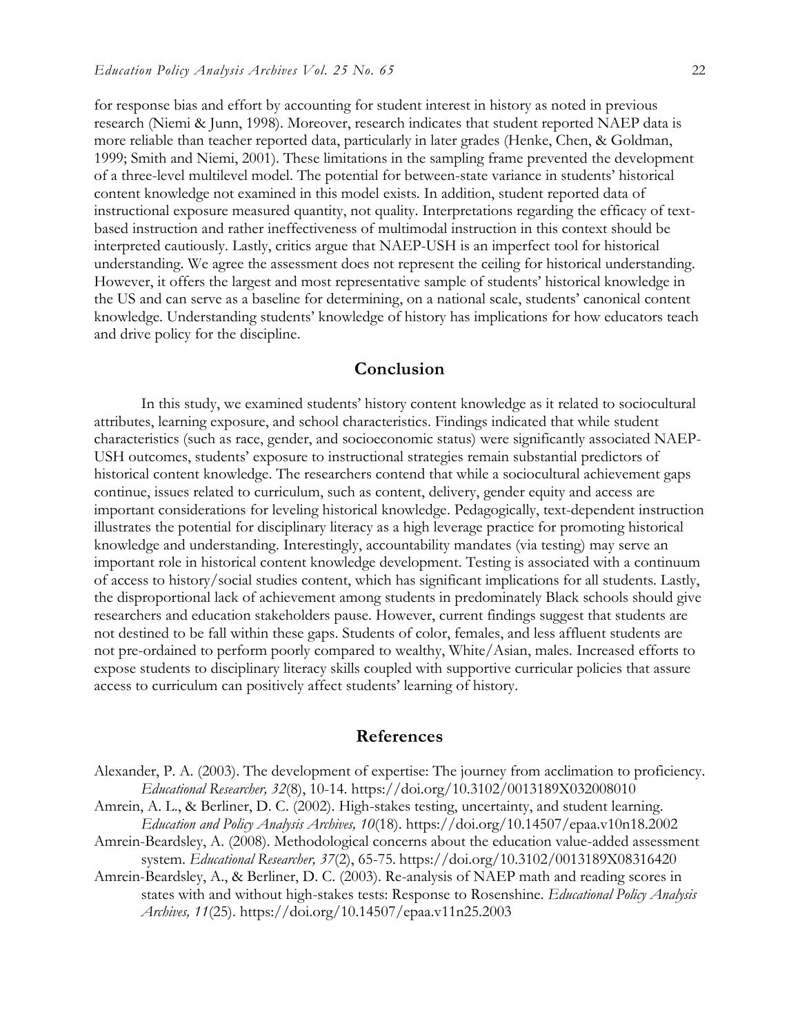for response bias and effort by accounting for student interest in history as noted in previous research (Niemi & Junn, 1998). Moreover, research indicates that student reported NAEP data is more reliable than teacher reported data, particularly in later grades (Henke, Chen, & Goldman, 1999; Smith and Niemi, 2001). These limitations in the sampling frame prevented the development of a three-level multilevel model. The potential for between-state variance in students' historical content knowledge not examined in this model exists. In addition, student reported data of instructional exposure measured quantity, not quality. Interpretations regarding the efficacy of text-based instruction and rather ineffectiveness of multimodal instruction in this context should be interpreted cautiously. Lastly, critics argue that NAEP-USH is an imperfect tool for historical understanding. We agree the assessment does not represent the ceiling for historical understanding. However, it offers the largest and most representative sample of students' historical knowledge in the US and can serve as a baseline for determining, on a national scale, students' canonical content knowledge. Understanding students' knowledge of history has implications for how educators teach and drive policy for the discipline.

## Conclusion

In this study, we examined students' history content knowledge as it related to sociocultural attributes, learning exposure, and school characteristics. Findings indicated that while student characteristics (such as race, gender, and socioeconomic status) were significantly associated NAEP-USH outcomes, students' exposure to instructional strategies remain substantial predictors of historical content knowledge. The researchers contend that while a sociocultural achievement gaps continue, issues related to curriculum, such as content, delivery, gender equity and access are important considerations for leveling historical knowledge. Pedagogically, text-dependent instruction illustrates the potential for disciplinary literacy as a high leverage practice for promoting historical knowledge and understanding. Interestingly, accountability mandates (via testing) may serve an important role in historical content knowledge development. Testing is associated with a continuum of access to history/social studies content, which has significant implications for all students. Lastly, the disproportional lack of achievement among students in predominately Black schools should give researchers and education stakeholders pause. However, current findings suggest that students are not destined to be fall within these gaps. Students of color, females, and less affluent students are not pre-ordained to perform poorly compared to wealthy, White/Asian, males. Increased efforts to expose students to disciplinary literacy skills coupled with supportive curricular policies that assure access to curriculum can positively affect students' learning of history.

## References

Alexander, P. A. (2003). The development of expertise: The journey from acclimation to proficiency. *Educational Researcher, 32*(8), 10-14. https://doi.org/10.3102/0013189X032008010

Amrein, A. L., & Berliner, D. C. (2002). High-stakes testing, uncertainty, and student learning. *Education and Policy Analysis Archives, 10*(18). https://doi.org/10.14507/epaa.v10n18.2002

Amrein-Beardsley, A. (2008). Methodological concerns about the education value-added assessment system. *Educational Researcher, 37*(2), 65-75. https://doi.org/10.3102/0013189X08316420

Amrein-Beardsley, A., & Berliner, D. C. (2003). Re-analysis of NAEP math and reading scores in states with and without high-stakes tests: Response to Rosenshine. *Educational Policy Analysis Archives, 11*(25). https://doi.org/10.14507/epaa.v11n25.2003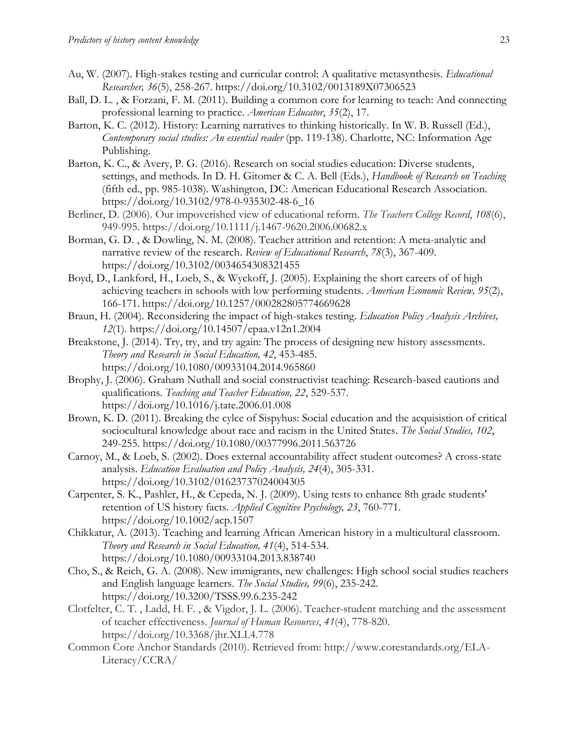Au, W. (2007). High-stakes testing and curricular control: A qualitative metasynthesis. *Educational Researcher, 36*(5), 258-267. https://doi.org/10.3102/0013189X07306523

Ball, D. L. , & Forzani, F. M. (2011). Building a common core for learning to teach: And connecting professional learning to practice. *American Educator*, *35*(2), 17.

Barton, K. C. (2012). History: Learning narratives to thinking historically. In W. B. Russell (Ed.), *Contemporary social studies: An essential reader* (pp. 119-138). Charlotte, NC: Information Age Publishing.

Barton, K. C., & Avery, P. G. (2016). Research on social studies education: Diverse students, settings, and methods. In D. H. Gitomer & C. A. Bell (Eds.), *Handbook of Research on Teaching* (fifth ed., pp. 985-1038). Washington, DC: American Educational Research Association. https://doi.org/10.3102/978-0-935302-48-6_16

Berliner, D. (2006). Our impoverished view of educational reform. *The Teachers College Record*, *108*(6), 949-995. https://doi.org/10.1111/j.1467-9620.2006.00682.x

Borman, G. D. , & Dowling, N. M. (2008). Teacher attrition and retention: A meta-analytic and narrative review of the research. *Review of Educational Research*, *78*(3), 367-409. https://doi.org/10.3102/0034654308321455

Boyd, D., Lankford, H., Loeb, S., & Wyckoff, J. (2005). Explaining the short careers of of high achieving teachers in schools with low performing students. *American Economic Review, 95*(2), 166-171. https://doi.org/10.1257/000282805774669628

Braun, H. (2004). Reconsidering the impact of high-stakes testing. *Education Policy Analysis Archives, 12*(1). https://doi.org/10.14507/epaa.v12n1.2004

Breakstone, J. (2014). Try, try, and try again: The process of designing new history assessments. *Theory and Research in Social Education, 42*, 453-485. https://doi.org/10.1080/00933104.2014.965860

Brophy, J. (2006). Graham Nuthall and social constructivist teaching: Research-based cautions and qualifications. *Teaching and Teacher Education, 22*, 529-537. https://doi.org/10.1016/j.tate.2006.01.008

Brown, K. D. (2011). Breaking the cylce of Sispyhus: Social education and the acquisistion of critical sociocultural knowledge about race and racism in the United States. *The Social Studies, 102*, 249-255. https://doi.org/10.1080/00377996.2011.563726

Carnoy, M., & Loeb, S. (2002). Does external accountability affect student outcomes? A cross-state analysis. *Education Evaluation and Policy Analysis, 24*(4), 305-331. https://doi.org/10.3102/01623737024004305

Carpenter, S. K., Pashler, H., & Cepeda, N. J. (2009). Using tests to enhance 8th grade students' retention of US history facts. *Applied Cognitive Psychology, 23*, 760-771. https://doi.org/10.1002/acp.1507

Chikkatur, A. (2013). Teaching and learning African American history in a multicultural classroom. *Theory and Research in Social Education, 41*(4), 514-534. https://doi.org/10.1080/00933104.2013.838740

Cho, S., & Reich, G. A. (2008). New immigrants, new challenges: High school social studies teachers and English language learners. *The Social Studies, 99*(6), 235-242. https://doi.org/10.3200/TSSS.99.6.235-242

Clotfelter, C. T. , Ladd, H. F. , & Vigdor, J. L. (2006). Teacher-student matching and the assessment of teacher effectiveness. *Journal of Human Resources*, *41*(4), 778-820. https://doi.org/10.3368/jhr.XLI.4.778

Common Core Anchor Standards (2010). Retrieved from: http://www.corestandards.org/ELA-Literacy/CCRA/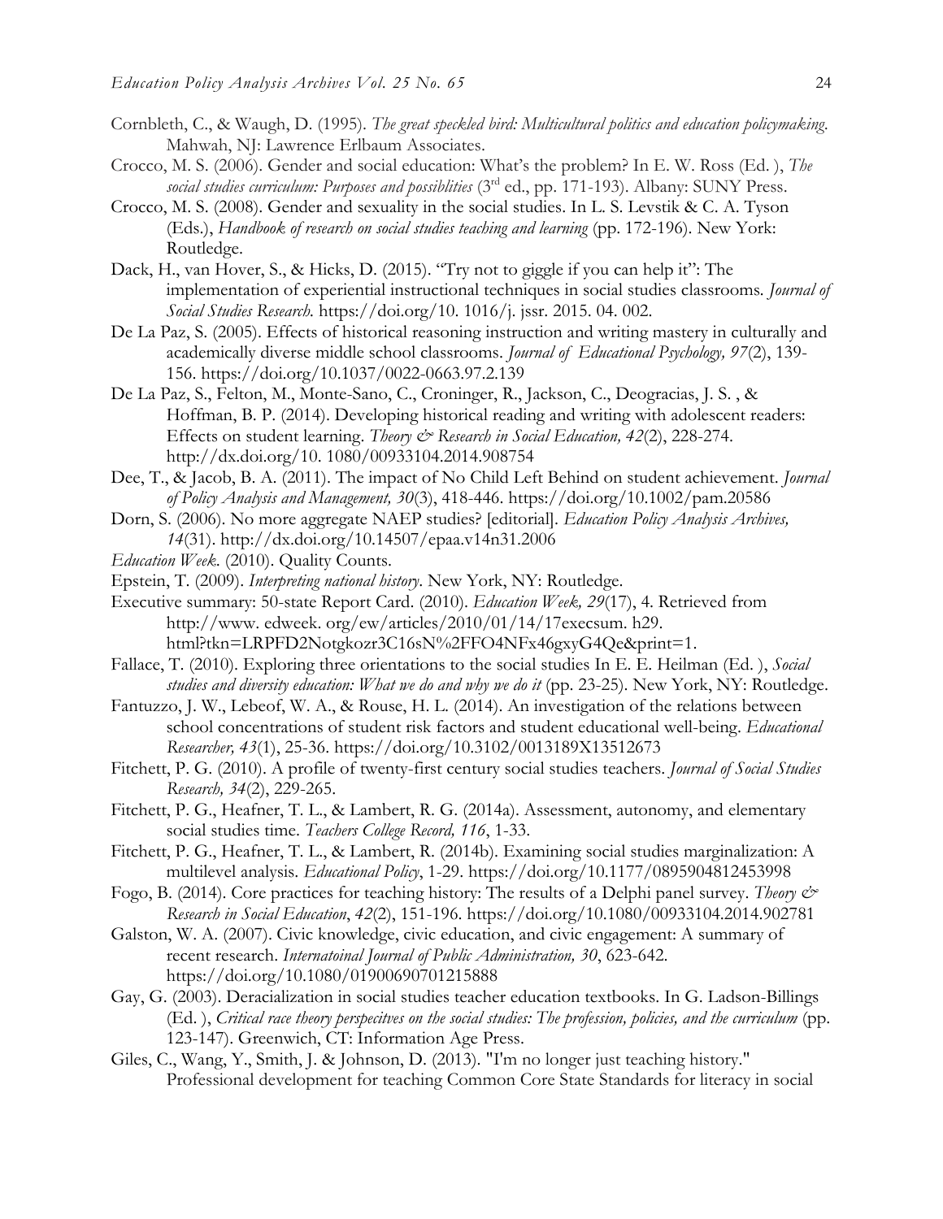Cornbleth, C., & Waugh, D. (1995). *The great speckled bird: Multicultural politics and education policymaking*. Mahwah, NJ: Lawrence Erlbaum Associates.

Crocco, M. S. (2006). Gender and social education: What's the problem? In E. W. Ross (Ed. ), *The social studies curriculum: Purposes and possiblities* (3rd ed., pp. 171-193). Albany: SUNY Press.

Crocco, M. S. (2008). Gender and sexuality in the social studies. In L. S. Levstik & C. A. Tyson (Eds.), *Handbook of research on social studies teaching and learning* (pp. 172-196). New York: Routledge.

Dack, H., van Hover, S., & Hicks, D. (2015). "Try not to giggle if you can help it": The implementation of experiential instructional techniques in social studies classrooms. *Journal of Social Studies Research*. https://doi.org/10. 1016/j. jssr. 2015. 04. 002.

De La Paz, S. (2005). Effects of historical reasoning instruction and writing mastery in culturally and academically diverse middle school classrooms. *Journal of Educational Psychology, 97*(2), 139-156. https://doi.org/10.1037/0022-0663.97.2.139

De La Paz, S., Felton, M., Monte-Sano, C., Croninger, R., Jackson, C., Deogracias, J. S. , & Hoffman, B. P. (2014). Developing historical reading and writing with adolescent readers: Effects on student learning. *Theory & Research in Social Education, 42*(2), 228-274. http://dx.doi.org/10. 1080/00933104.2014.908754

Dee, T., & Jacob, B. A. (2011). The impact of No Child Left Behind on student achievement. *Journal of Policy Analysis and Management, 30*(3), 418-446. https://doi.org/10.1002/pam.20586

Dorn, S. (2006). No more aggregate NAEP studies? [editorial]. *Education Policy Analysis Archives, 14*(31). http://dx.doi.org/10.14507/epaa.v14n31.2006

*Education Week*. (2010). Quality Counts.

Epstein, T. (2009). *Interpreting national history*. New York, NY: Routledge.

Executive summary: 50-state Report Card. (2010). *Education Week, 29*(17), 4. Retrieved from http://www. edweek. org/ew/articles/2010/01/14/17execsum. h29. html?tkn=LRPFD2Notgkozr3C16sN%2FFO4NFx46gxyG4Qe&print=1.

Fallace, T. (2010). Exploring three orientations to the social studies In E. E. Heilman (Ed. ), *Social studies and diversity education: What we do and why we do it* (pp. 23-25). New York, NY: Routledge.

Fantuzzo, J. W., Lebeof, W. A., & Rouse, H. L. (2014). An investigation of the relations between school concentrations of student risk factors and student educational well-being. *Educational Researcher, 43*(1), 25-36. https://doi.org/10.3102/0013189X13512673

Fitchett, P. G. (2010). A profile of twenty-first century social studies teachers. *Journal of Social Studies Research, 34*(2), 229-265.

Fitchett, P. G., Heafner, T. L., & Lambert, R. G. (2014a). Assessment, autonomy, and elementary social studies time. *Teachers College Record, 116*, 1-33.

Fitchett, P. G., Heafner, T. L., & Lambert, R. (2014b). Examining social studies marginalization: A multilevel analysis. *Educational Policy*, 1-29. https://doi.org/10.1177/0895904812453998

Fogo, B. (2014). Core practices for teaching history: The results of a Delphi panel survey. *Theory & Research in Social Education*, *42*(2), 151-196. https://doi.org/10.1080/00933104.2014.902781

Galston, W. A. (2007). Civic knowledge, civic education, and civic engagement: A summary of recent research. *Internatoinal Journal of Public Administration, 30*, 623-642. https://doi.org/10.1080/01900690701215888

Gay, G. (2003). Deracialization in social studies teacher education textbooks. In G. Ladson-Billings (Ed. ), *Critical race theory perspecitves on the social studies: The profession, policies, and the curriculum* (pp. 123-147). Greenwich, CT: Information Age Press.

Giles, C., Wang, Y., Smith, J. & Johnson, D. (2013). "I'm no longer just teaching history." Professional development for teaching Common Core State Standards for literacy in social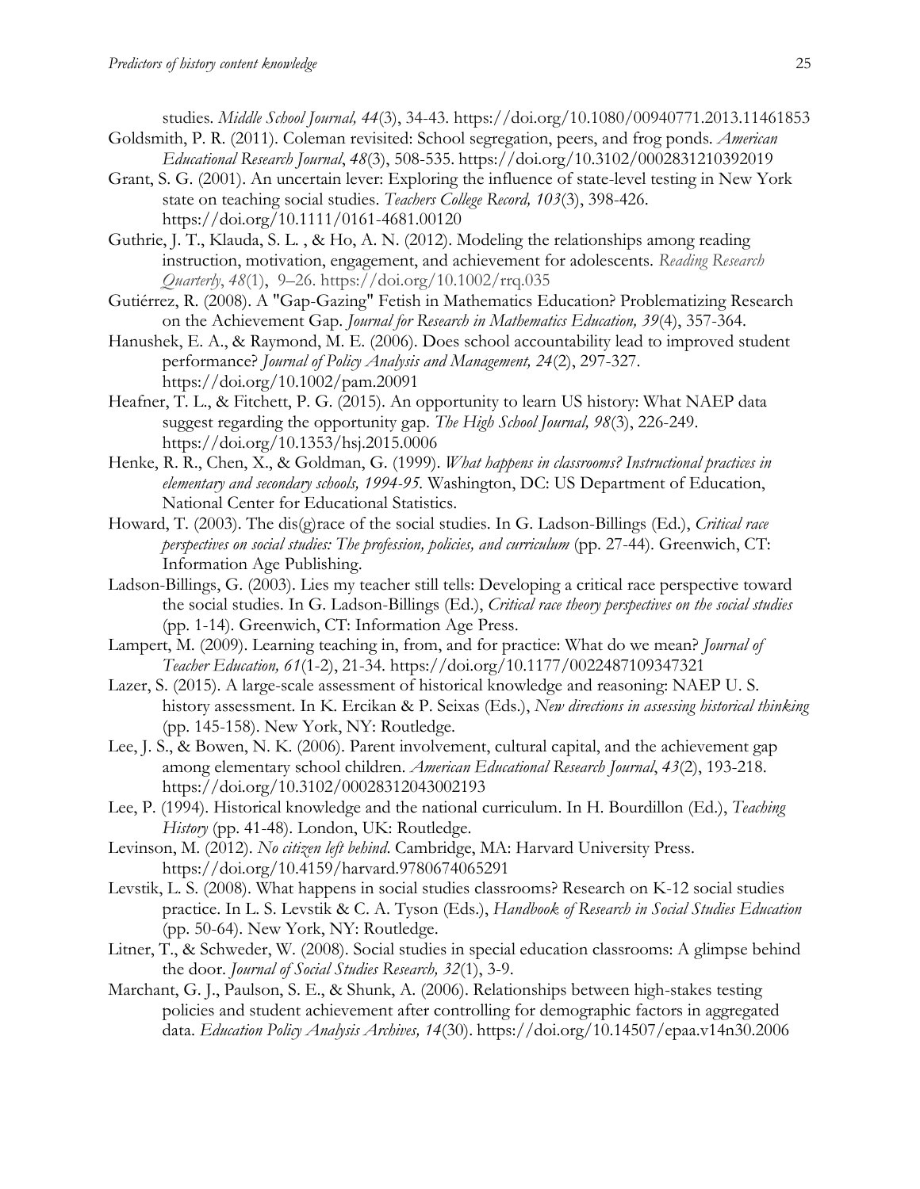studies. *Middle School Journal, 44*(3), 34-43. https://doi.org/10.1080/00940771.2013.11461853

Goldsmith, P. R. (2011). Coleman revisited: School segregation, peers, and frog ponds. *American Educational Research Journal*, *48*(3), 508-535. https://doi.org/10.3102/0002831210392019

Grant, S. G. (2001). An uncertain lever: Exploring the influence of state-level testing in New York state on teaching social studies. *Teachers College Record, 103*(3), 398-426. https://doi.org/10.1111/0161-4681.00120

Guthrie, J. T., Klauda, S. L. , & Ho, A. N. (2012). Modeling the relationships among reading instruction, motivation, engagement, and achievement for adolescents. *Reading Research Quarterly*, *48*(1), 9–26. https://doi.org/10.1002/rrq.035

Gutiérrez, R. (2008). A "Gap-Gazing" Fetish in Mathematics Education? Problematizing Research on the Achievement Gap. *Journal for Research in Mathematics Education, 39*(4), 357-364.

Hanushek, E. A., & Raymond, M. E. (2006). Does school accountability lead to improved student performance? *Journal of Policy Analysis and Management, 24*(2), 297-327. https://doi.org/10.1002/pam.20091

Heafner, T. L., & Fitchett, P. G. (2015). An opportunity to learn US history: What NAEP data suggest regarding the opportunity gap. *The High School Journal, 98*(3), 226-249. https://doi.org/10.1353/hsj.2015.0006

Henke, R. R., Chen, X., & Goldman, G. (1999). *What happens in classrooms? Instructional practices in elementary and secondary schools, 1994-95.* Washington, DC: US Department of Education, National Center for Educational Statistics.

Howard, T. (2003). The dis(g)race of the social studies. In G. Ladson-Billings (Ed.), *Critical race perspectives on social studies: The profession, policies, and curriculum* (pp. 27-44). Greenwich, CT: Information Age Publishing.

Ladson-Billings, G. (2003). Lies my teacher still tells: Developing a critical race perspective toward the social studies. In G. Ladson-Billings (Ed.), *Critical race theory perspectives on the social studies* (pp. 1-14). Greenwich, CT: Information Age Press.

Lampert, M. (2009). Learning teaching in, from, and for practice: What do we mean? *Journal of Teacher Education, 61*(1-2), 21-34. https://doi.org/10.1177/0022487109347321

Lazer, S. (2015). A large-scale assessment of historical knowledge and reasoning: NAEP U. S. history assessment. In K. Ercikan & P. Seixas (Eds.), *New directions in assessing historical thinking* (pp. 145-158). New York, NY: Routledge.

Lee, J. S., & Bowen, N. K. (2006). Parent involvement, cultural capital, and the achievement gap among elementary school children. *American Educational Research Journal*, *43*(2), 193-218. https://doi.org/10.3102/00028312043002193

Lee, P. (1994). Historical knowledge and the national curriculum. In H. Bourdillon (Ed.), *Teaching History* (pp. 41-48). London, UK: Routledge.

Levinson, M. (2012). *No citizen left behind*. Cambridge, MA: Harvard University Press. https://doi.org/10.4159/harvard.9780674065291

Levstik, L. S. (2008). What happens in social studies classrooms? Research on K-12 social studies practice. In L. S. Levstik & C. A. Tyson (Eds.), *Handbook of Research in Social Studies Education* (pp. 50-64). New York, NY: Routledge.

Litner, T., & Schweder, W. (2008). Social studies in special education classrooms: A glimpse behind the door. *Journal of Social Studies Research, 32*(1), 3-9.

Marchant, G. J., Paulson, S. E., & Shunk, A. (2006). Relationships between high-stakes testing policies and student achievement after controlling for demographic factors in aggregated data. *Education Policy Analysis Archives, 14*(30). https://doi.org/10.14507/epaa.v14n30.2006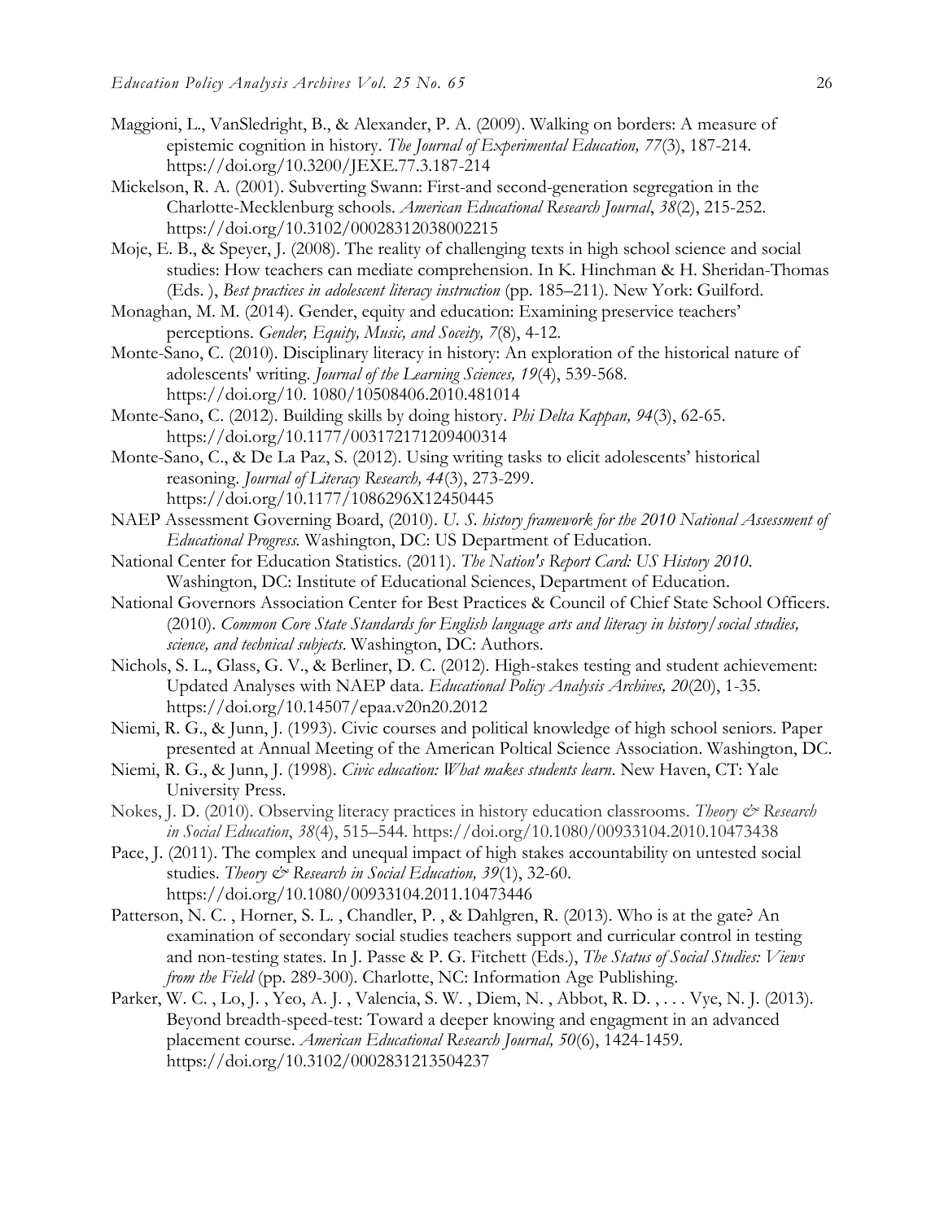Maggioni, L., VanSledright, B., & Alexander, P. A. (2009). Walking on borders: A measure of epistemic cognition in history. *The Journal of Experimental Education, 77*(3), 187-214. https://doi.org/10.3200/JEXE.77.3.187-214

Mickelson, R. A. (2001). Subverting Swann: First-and second-generation segregation in the Charlotte-Mecklenburg schools. *American Educational Research Journal*, *38*(2), 215-252. https://doi.org/10.3102/00028312038002215

Moje, E. B., & Speyer, J. (2008). The reality of challenging texts in high school science and social studies: How teachers can mediate comprehension. In K. Hinchman & H. Sheridan-Thomas (Eds. ), *Best practices in adolescent literacy instruction* (pp. 185–211). New York: Guilford.

Monaghan, M. M. (2014). Gender, equity and education: Examining preservice teachers' perceptions. *Gender, Equity, Music, and Soceity, 7*(8), 4-12.

Monte-Sano, C. (2010). Disciplinary literacy in history: An exploration of the historical nature of adolescents' writing. *Journal of the Learning Sciences, 19*(4), 539-568. https://doi.org/10. 1080/10508406.2010.481014

Monte-Sano, C. (2012). Building skills by doing history. *Phi Delta Kappan, 94*(3), 62-65. https://doi.org/10.1177/003172171209400314

Monte-Sano, C., & De La Paz, S. (2012). Using writing tasks to elicit adolescents' historical reasoning. *Journal of Literacy Research, 44*(3), 273-299. https://doi.org/10.1177/1086296X12450445

NAEP Assessment Governing Board, (2010). *U. S. history framework for the 2010 National Assessment of Educational Progress.* Washington, DC: US Department of Education.

National Center for Education Statistics. (2011). *The Nation's Report Card: US History 2010*. Washington, DC: Institute of Educational Sciences, Department of Education.

National Governors Association Center for Best Practices & Council of Chief State School Officers. (2010). *Common Core State Standards for English language arts and literacy in history/social studies, science, and technical subjects*. Washington, DC: Authors.

Nichols, S. L., Glass, G. V., & Berliner, D. C. (2012). High-stakes testing and student achievement: Updated Analyses with NAEP data. *Educational Policy Analysis Archives, 20*(20), 1-35. https://doi.org/10.14507/epaa.v20n20.2012

Niemi, R. G., & Junn, J. (1993). Civic courses and political knowledge of high school seniors. Paper presented at Annual Meeting of the American Poltical Science Association. Washington, DC.

Niemi, R. G., & Junn, J. (1998). *Civic education: What makes students learn*. New Haven, CT: Yale University Press.

Nokes, J. D. (2010). Observing literacy practices in history education classrooms. *Theory & Research in Social Education*, *38*(4), 515–544. https://doi.org/10.1080/00933104.2010.10473438

Pace, J. (2011). The complex and unequal impact of high stakes accountability on untested social studies. *Theory & Research in Social Education, 39*(1), 32-60. https://doi.org/10.1080/00933104.2011.10473446

Patterson, N. C. , Horner, S. L. , Chandler, P. , & Dahlgren, R. (2013). Who is at the gate? An examination of secondary social studies teachers support and curricular control in testing and non-testing states. In J. Passe & P. G. Fitchett (Eds.), *The Status of Social Studies: Views from the Field* (pp. 289-300). Charlotte, NC: Information Age Publishing.

Parker, W. C. , Lo, J. , Yeo, A. J. , Valencia, S. W. , Diem, N. , Abbot, R. D. , . . . Vye, N. J. (2013). Beyond breadth-speed-test: Toward a deeper knowing and engagment in an advanced placement course. *American Educational Research Journal, 50*(6), 1424-1459. https://doi.org/10.3102/0002831213504237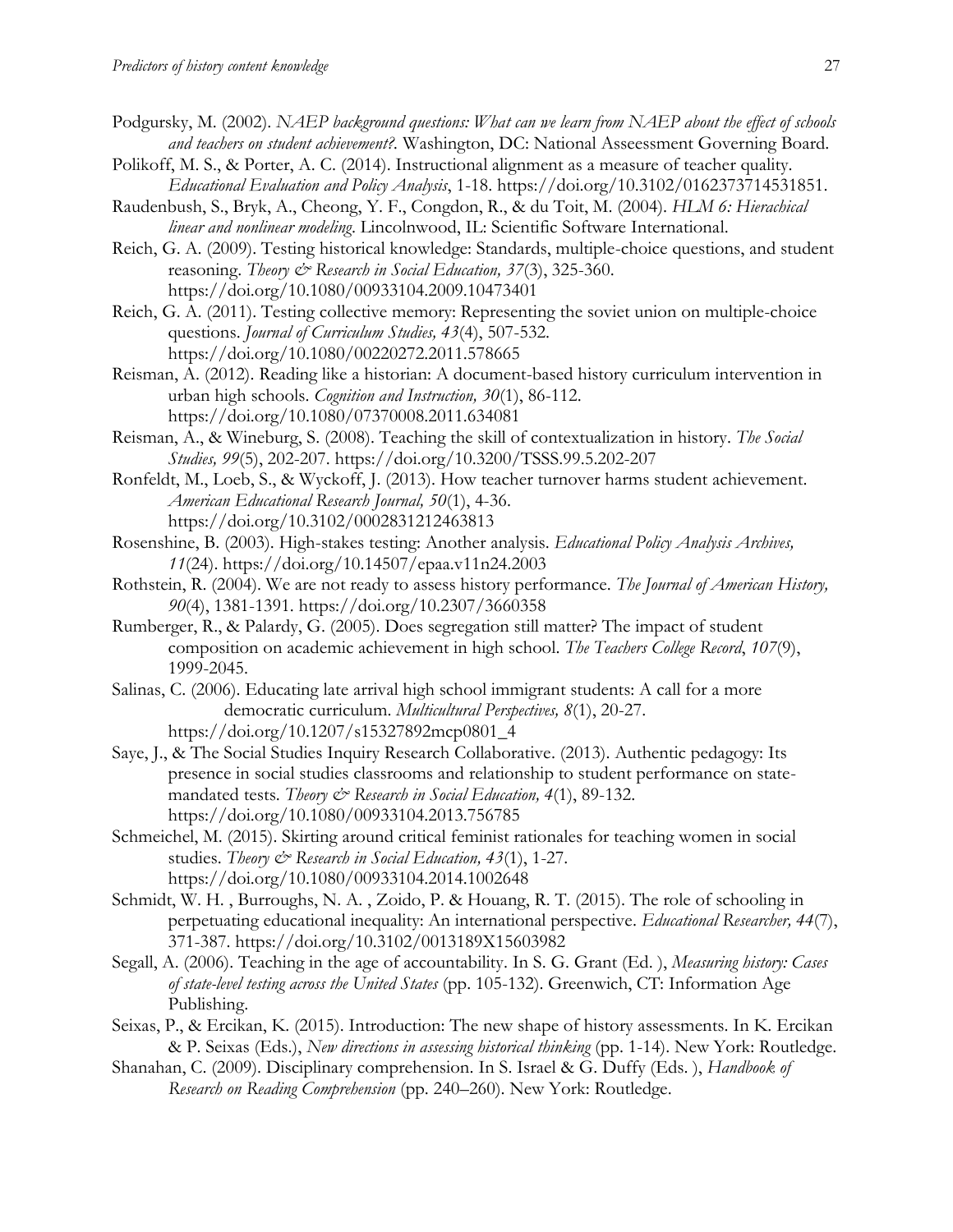Podgursky, M. (2002). *NAEP background questions: What can we learn from NAEP about the effect of schools and teachers on student achievement?*. Washington, DC: National Asseessment Governing Board.

Polikoff, M. S., & Porter, A. C. (2014). Instructional alignment as a measure of teacher quality. *Educational Evaluation and Policy Analysis*, 1-18. https://doi.org/10.3102/0162373714531851.

Raudenbush, S., Bryk, A., Cheong, Y. F., Congdon, R., & du Toit, M. (2004). *HLM 6: Hierachical linear and nonlinear modeling*. Lincolnwood, IL: Scientific Software International.

Reich, G. A. (2009). Testing historical knowledge: Standards, multiple-choice questions, and student reasoning. *Theory & Research in Social Education, 37*(3), 325-360. https://doi.org/10.1080/00933104.2009.10473401

Reich, G. A. (2011). Testing collective memory: Representing the soviet union on multiple-choice questions. *Journal of Curriculum Studies, 43*(4), 507-532. https://doi.org/10.1080/00220272.2011.578665

Reisman, A. (2012). Reading like a historian: A document-based history curriculum intervention in urban high schools. *Cognition and Instruction, 30*(1), 86-112. https://doi.org/10.1080/07370008.2011.634081

Reisman, A., & Wineburg, S. (2008). Teaching the skill of contextualization in history. *The Social Studies, 99*(5), 202-207. https://doi.org/10.3200/TSSS.99.5.202-207

Ronfeldt, M., Loeb, S., & Wyckoff, J. (2013). How teacher turnover harms student achievement. *American Educational Research Journal, 50*(1), 4-36. https://doi.org/10.3102/0002831212463813

Rosenshine, B. (2003). High-stakes testing: Another analysis. *Educational Policy Analysis Archives, 11*(24). https://doi.org/10.14507/epaa.v11n24.2003

Rothstein, R. (2004). We are not ready to assess history performance. *The Journal of American History, 90*(4), 1381-1391. https://doi.org/10.2307/3660358

Rumberger, R., & Palardy, G. (2005). Does segregation still matter? The impact of student composition on academic achievement in high school. *The Teachers College Record*, *107*(9), 1999-2045.

Salinas, C. (2006). Educating late arrival high school immigrant students: A call for a more democratic curriculum. *Multicultural Perspectives, 8*(1), 20-27. https://doi.org/10.1207/s15327892mcp0801_4

Saye, J., & The Social Studies Inquiry Research Collaborative. (2013). Authentic pedagogy: Its presence in social studies classrooms and relationship to student performance on state-mandated tests. *Theory & Research in Social Education, 4*(1), 89-132. https://doi.org/10.1080/00933104.2013.756785

Schmeichel, M. (2015). Skirting around critical feminist rationales for teaching women in social studies. *Theory & Research in Social Education, 43*(1), 1-27. https://doi.org/10.1080/00933104.2014.1002648

Schmidt, W. H. , Burroughs, N. A. , Zoido, P. & Houang, R. T. (2015). The role of schooling in perpetuating educational inequality: An international perspective. *Educational Researcher, 44*(7), 371-387. https://doi.org/10.3102/0013189X15603982

Segall, A. (2006). Teaching in the age of accountability. In S. G. Grant (Ed. ), *Measuring history: Cases of state-level testing across the United States* (pp. 105-132). Greenwich, CT: Information Age Publishing.

Seixas, P., & Ercikan, K. (2015). Introduction: The new shape of history assessments. In K. Ercikan & P. Seixas (Eds.), *New directions in assessing historical thinking* (pp. 1-14). New York: Routledge.

Shanahan, C. (2009). Disciplinary comprehension. In S. Israel & G. Duffy (Eds. ), *Handbook of Research on Reading Comprehension* (pp. 240–260). New York: Routledge.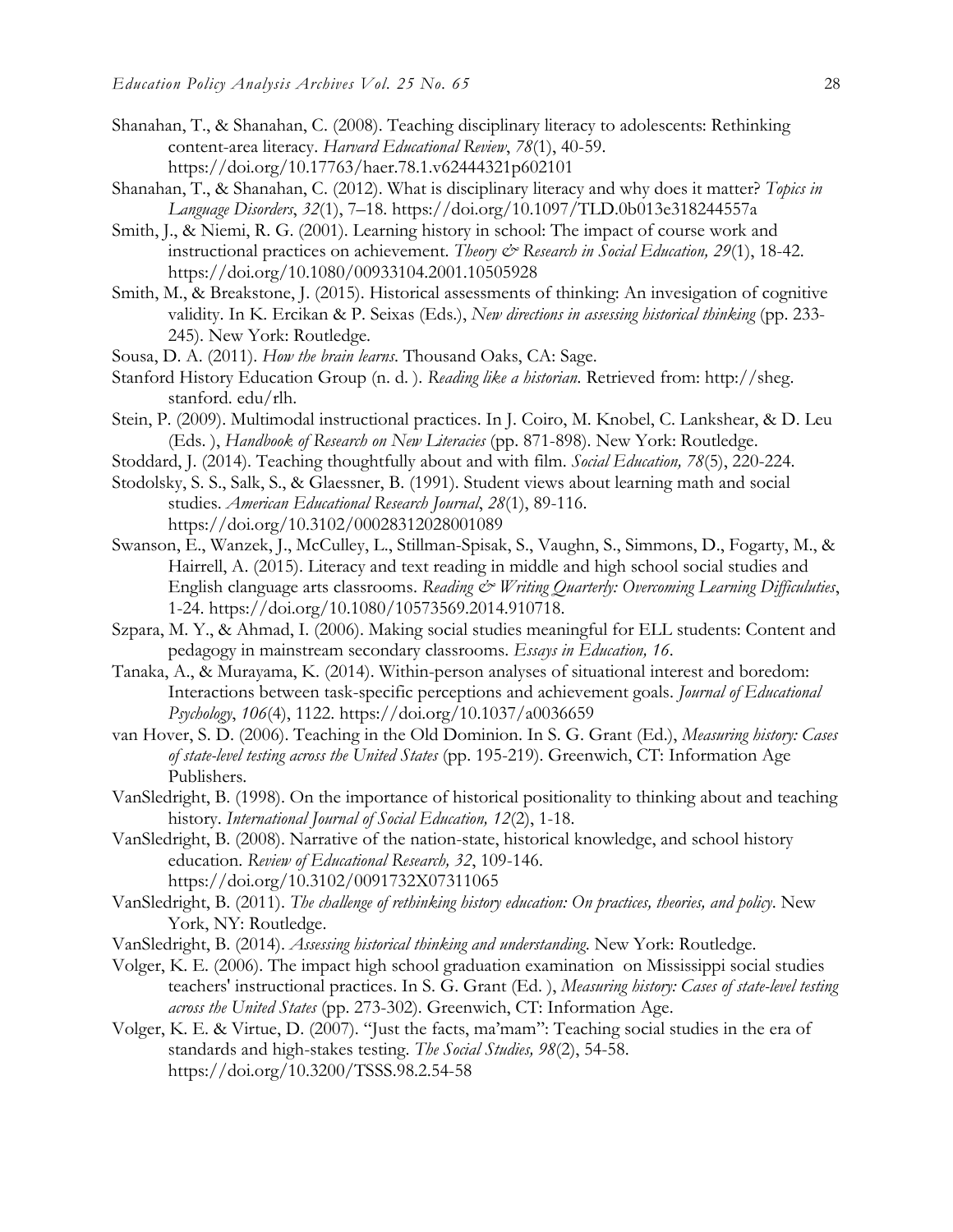Shanahan, T., & Shanahan, C. (2008). Teaching disciplinary literacy to adolescents: Rethinking content-area literacy. *Harvard Educational Review*, *78*(1), 40-59. https://doi.org/10.17763/haer.78.1.v62444321p602101

Shanahan, T., & Shanahan, C. (2012). What is disciplinary literacy and why does it matter? *Topics in Language Disorders*, *32*(1), 7–18. https://doi.org/10.1097/TLD.0b013e318244557a

Smith, J., & Niemi, R. G. (2001). Learning history in school: The impact of course work and instructional practices on achievement. *Theory & Research in Social Education, 29*(1), 18-42. https://doi.org/10.1080/00933104.2001.10505928

Smith, M., & Breakstone, J. (2015). Historical assessments of thinking: An invesigation of cognitive validity. In K. Ercikan & P. Seixas (Eds.), *New directions in assessing historical thinking* (pp. 233-245). New York: Routledge.

Sousa, D. A. (2011). *How the brain learns*. Thousand Oaks, CA: Sage.

Stanford History Education Group (n. d. ). *Reading like a historian*. Retrieved from: http://sheg. stanford. edu/rlh.

Stein, P. (2009). Multimodal instructional practices. In J. Coiro, M. Knobel, C. Lankshear, & D. Leu (Eds. ), *Handbook of Research on New Literacies* (pp. 871-898). New York: Routledge.

Stoddard, J. (2014). Teaching thoughtfully about and with film. *Social Education, 78*(5), 220-224.

Stodolsky, S. S., Salk, S., & Glaessner, B. (1991). Student views about learning math and social studies. *American Educational Research Journal*, *28*(1), 89-116. https://doi.org/10.3102/00028312028001089

Swanson, E., Wanzek, J., McCulley, L., Stillman-Spisak, S., Vaughn, S., Simmons, D., Fogarty, M., & Hairrell, A. (2015). Literacy and text reading in middle and high school social studies and English clanguage arts classrooms. *Reading & Writing Quarterly: Overcoming Learning Difficuluties*, 1-24. https://doi.org/10.1080/10573569.2014.910718.

Szpara, M. Y., & Ahmad, I. (2006). Making social studies meaningful for ELL students: Content and pedagogy in mainstream secondary classrooms. *Essays in Education, 16*.

Tanaka, A., & Murayama, K. (2014). Within-person analyses of situational interest and boredom: Interactions between task-specific perceptions and achievement goals. *Journal of Educational Psychology*, *106*(4), 1122. https://doi.org/10.1037/a0036659

van Hover, S. D. (2006). Teaching in the Old Dominion. In S. G. Grant (Ed.), *Measuring history: Cases of state-level testing across the United States* (pp. 195-219). Greenwich, CT: Information Age Publishers.

VanSledright, B. (1998). On the importance of historical positionality to thinking about and teaching history. *International Journal of Social Education, 12*(2), 1-18.

VanSledright, B. (2008). Narrative of the nation-state, historical knowledge, and school history education. *Review of Educational Research, 32*, 109-146. https://doi.org/10.3102/0091732X07311065

VanSledright, B. (2011). *The challenge of rethinking history education: On practices, theories, and policy*. New York, NY: Routledge.

VanSledright, B. (2014). *Assessing historical thinking and understanding*. New York: Routledge.

Volger, K. E. (2006). The impact high school graduation examination on Mississippi social studies teachers' instructional practices. In S. G. Grant (Ed. ), *Measuring history: Cases of state-level testing across the United States* (pp. 273-302). Greenwich, CT: Information Age.

Volger, K. E. & Virtue, D. (2007). "Just the facts, ma'mam": Teaching social studies in the era of standards and high-stakes testing. *The Social Studies, 98*(2), 54-58. https://doi.org/10.3200/TSSS.98.2.54-58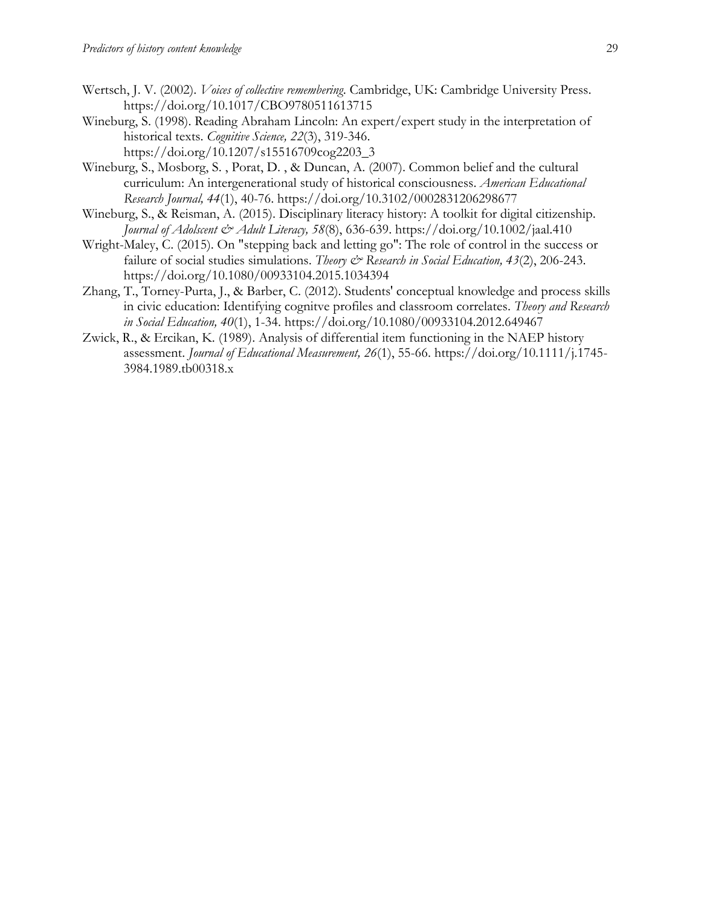Wertsch, J. V. (2002). *Voices of collective remembering*. Cambridge, UK: Cambridge University Press. https://doi.org/10.1017/CBO9780511613715

Wineburg, S. (1998). Reading Abraham Lincoln: An expert/expert study in the interpretation of historical texts. *Cognitive Science, 22*(3), 319-346. https://doi.org/10.1207/s15516709cog2203_3

Wineburg, S., Mosborg, S. , Porat, D. , & Duncan, A. (2007). Common belief and the cultural curriculum: An intergenerational study of historical consciousness. *American Educational Research Journal, 44*(1), 40-76. https://doi.org/10.3102/0002831206298677

Wineburg, S., & Reisman, A. (2015). Disciplinary literacy history: A toolkit for digital citizenship. *Journal of Adolscent & Adult Literacy, 58*(8), 636-639. https://doi.org/10.1002/jaal.410

Wright-Maley, C. (2015). On "stepping back and letting go": The role of control in the success or failure of social studies simulations. *Theory & Research in Social Education, 43*(2), 206-243. https://doi.org/10.1080/00933104.2015.1034394

Zhang, T., Torney-Purta, J., & Barber, C. (2012). Students' conceptual knowledge and process skills in civic education: Identifying cognitve profiles and classroom correlates. *Theory and Research in Social Education, 40*(1), 1-34. https://doi.org/10.1080/00933104.2012.649467

Zwick, R., & Ercikan, K. (1989). Analysis of differential item functioning in the NAEP history assessment. *Journal of Educational Measurement, 26*(1), 55-66. https://doi.org/10.1111/j.1745-3984.1989.tb00318.x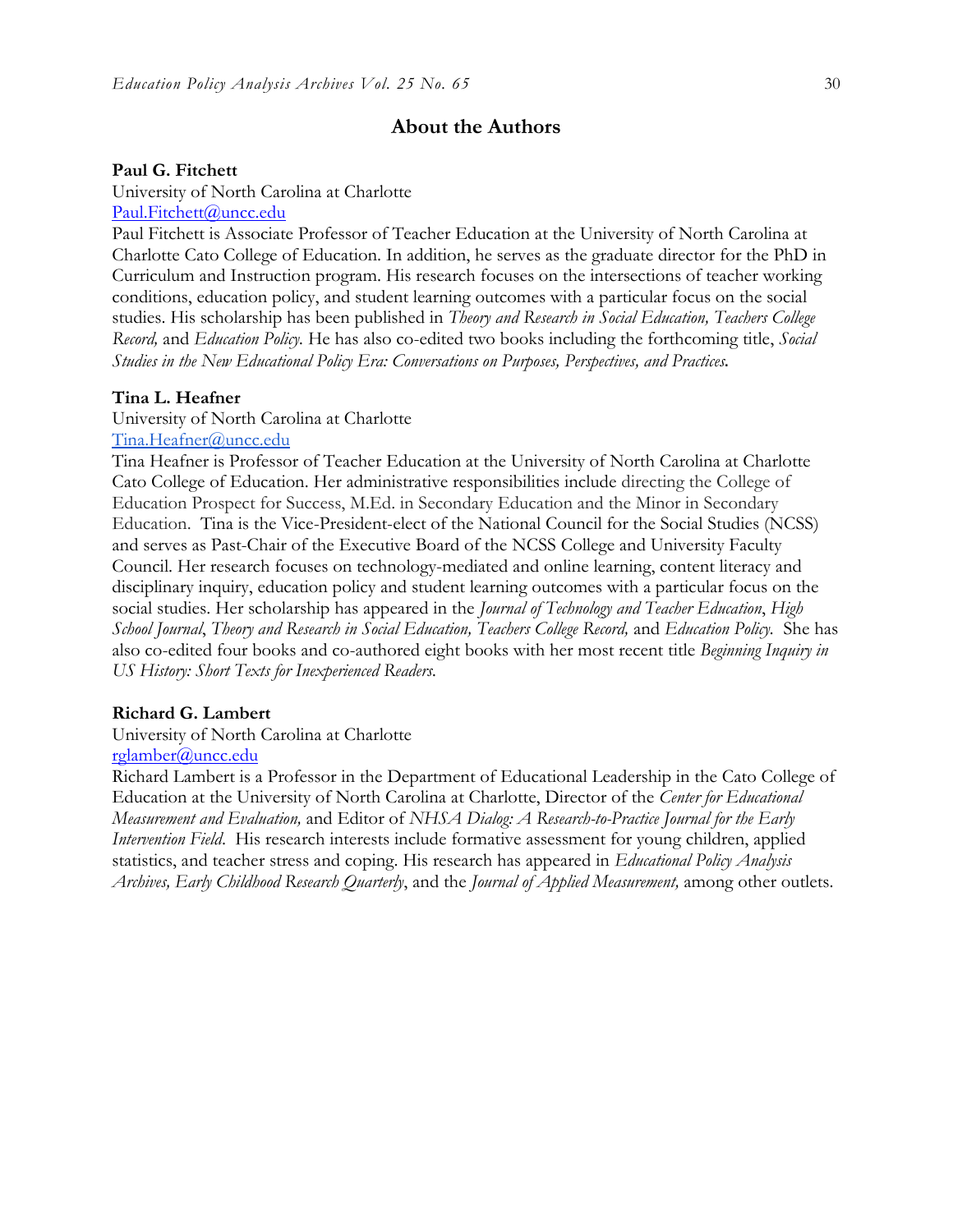## About the Authors

**Paul G. Fitchett**
University of North Carolina at Charlotte
Paul.Fitchett@uncc.edu
Paul Fitchett is Associate Professor of Teacher Education at the University of North Carolina at Charlotte Cato College of Education. In addition, he serves as the graduate director for the PhD in Curriculum and Instruction program. His research focuses on the intersections of teacher working conditions, education policy, and student learning outcomes with a particular focus on the social studies. His scholarship has been published in *Theory and Research in Social Education, Teachers College Record,* and *Education Policy.* He has also co-edited two books including the forthcoming title, *Social Studies in the New Educational Policy Era: Conversations on Purposes, Perspectives, and Practices.*

**Tina L. Heafner**
University of North Carolina at Charlotte
Tina.Heafner@uncc.edu
Tina Heafner is Professor of Teacher Education at the University of North Carolina at Charlotte Cato College of Education. Her administrative responsibilities include directing the College of Education Prospect for Success, M.Ed. in Secondary Education and the Minor in Secondary Education. Tina is the Vice-President-elect of the National Council for the Social Studies (NCSS) and serves as Past-Chair of the Executive Board of the NCSS College and University Faculty Council. Her research focuses on technology-mediated and online learning, content literacy and disciplinary inquiry, education policy and student learning outcomes with a particular focus on the social studies. Her scholarship has appeared in the *Journal of Technology and Teacher Education*, *High School Journal*, *Theory and Research in Social Education, Teachers College Record,* and *Education Policy.* She has also co-edited four books and co-authored eight books with her most recent title *Beginning Inquiry in US History: Short Texts for Inexperienced Readers.*

**Richard G. Lambert**
University of North Carolina at Charlotte
rglamber@uncc.edu
Richard Lambert is a Professor in the Department of Educational Leadership in the Cato College of Education at the University of North Carolina at Charlotte, Director of the *Center for Educational Measurement and Evaluation,* and Editor of *NHSA Dialog: A Research-to-Practice Journal for the Early Intervention Field*. His research interests include formative assessment for young children, applied statistics, and teacher stress and coping. His research has appeared in *Educational Policy Analysis Archives, Early Childhood Research Quarterly*, and the *Journal of Applied Measurement,* among other outlets.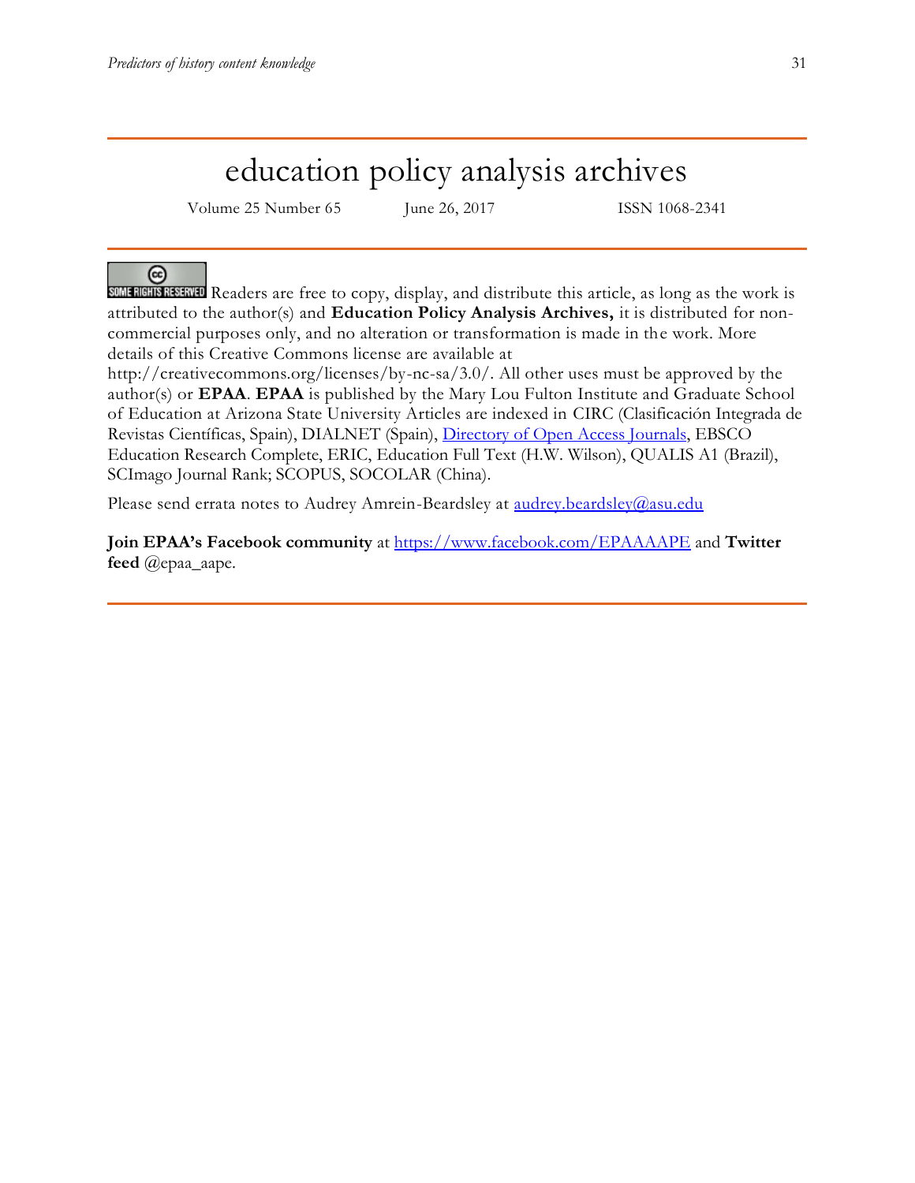# education policy analysis archives

Volume 25 Number 65 June 26, 2017 ISSN 1068-2341

SOME RIGHTS RESERVED Readers are free to copy, display, and distribute this article, as long as the work is attributed to the author(s) and **Education Policy Analysis Archives,** it is distributed for non-commercial purposes only, and no alteration or transformation is made in the work. More details of this Creative Commons license are available at http://creativecommons.org/licenses/by-nc-sa/3.0/. All other uses must be approved by the author(s) or **EPAA**. **EPAA** is published by the Mary Lou Fulton Institute and Graduate School of Education at Arizona State University Articles are indexed in CIRC (Clasificación Integrada de Revistas Científicas, Spain), DIALNET (Spain), Directory of Open Access Journals, EBSCO Education Research Complete, ERIC, Education Full Text (H.W. Wilson), QUALIS A1 (Brazil), SCImago Journal Rank; SCOPUS, SOCOLAR (China).

Please send errata notes to Audrey Amrein-Beardsley at audrey.beardsley@asu.edu

**Join EPAA's Facebook community** at https://www.facebook.com/EPAAAAPE and **Twitter feed** @epaa_aape.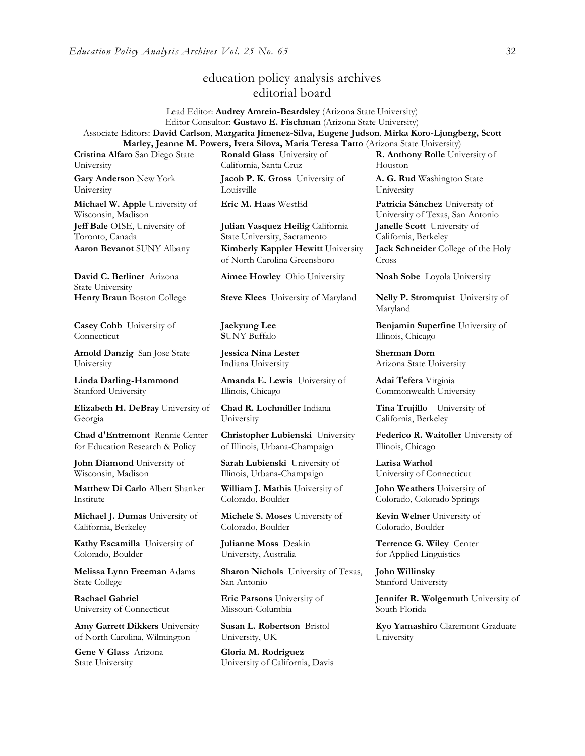# education policy analysis archives
## editorial board

Lead Editor: **Audrey Amrein-Beardsley** (Arizona State University)
Editor Consultor: **Gustavo E. Fischman** (Arizona State University)
Associate Editors: **David Carlson**, **Margarita Jimenez-Silva, Eugene Judson**, **Mirka Koro-Ljungberg, Scott Marley, Jeanne M. Powers, Iveta Silova, Maria Teresa Tatto** (Arizona State University)

**Cristina Alfaro** San Diego State University

**Gary Anderson** New York University

**Michael W. Apple** University of Wisconsin, Madison

**Jeff Bale** OISE, University of Toronto, Canada

**Aaron Bevanot** SUNY Albany

**David C. Berliner** Arizona State University

**Henry Braun** Boston College

**Casey Cobb** University of Connecticut

**Arnold Danzig** San Jose State University

**Linda Darling-Hammond** Stanford University

**Elizabeth H. DeBray** University of Georgia

**Chad d'Entremont** Rennie Center for Education Research & Policy

**John Diamond** University of Wisconsin, Madison

**Matthew Di Carlo** Albert Shanker Institute

**Michael J. Dumas** University of California, Berkeley

**Kathy Escamilla** University of Colorado, Boulder

**Melissa Lynn Freeman** Adams State College

**Rachael Gabriel** University of Connecticut

**Amy Garrett Dikkers** University of North Carolina, Wilmington

**Gene V Glass** Arizona State University

**Ronald Glass** University of California, Santa Cruz

**Jacob P. K. Gross** University of Louisville

**Eric M. Haas** WestEd

**Julian Vasquez Heilig** California State University, Sacramento

**Kimberly Kappler Hewitt** University of North Carolina Greensboro

**Aimee Howley** Ohio University

**Steve Klees** University of Maryland

**Jaekyung Lee** **S**UNY Buffalo

**Jessica Nina Lester** Indiana University

**Amanda E. Lewis** University of Illinois, Chicago

**Chad R. Lochmiller** Indiana University

**Christopher Lubienski** University of Illinois, Urbana-Champaign

**Sarah Lubienski** University of Illinois, Urbana-Champaign

**William J. Mathis** University of Colorado, Boulder

**Michele S. Moses** University of Colorado, Boulder

**Julianne Moss** Deakin University, Australia

**Sharon Nichols** University of Texas, San Antonio

**Eric Parsons** University of Missouri-Columbia

**Susan L. Robertson** Bristol University, UK

**Gloria M. Rodriguez** University of California, Davis

**R. Anthony Rolle** University of Houston

**A. G. Rud** Washington State University

**Patricia Sánchez** University of University of Texas, San Antonio

**Janelle Scott** University of California, Berkeley

**Jack Schneider** College of the Holy Cross

**Noah Sobe** Loyola University

**Nelly P. Stromquist** University of Maryland

**Benjamin Superfine** University of Illinois, Chicago

**Sherman Dorn** Arizona State University

**Adai Tefera** Virginia Commonwealth University

**Tina Trujillo** University of California, Berkeley

**Federico R. Waitoller** University of Illinois, Chicago

**Larisa Warhol** University of Connecticut

**John Weathers** University of Colorado, Colorado Springs

**Kevin Welner** University of Colorado, Boulder

**Terrence G. Wiley** Center for Applied Linguistics

**John Willinsky** Stanford University

**Jennifer R. Wolgemuth** University of South Florida

**Kyo Yamashiro** Claremont Graduate University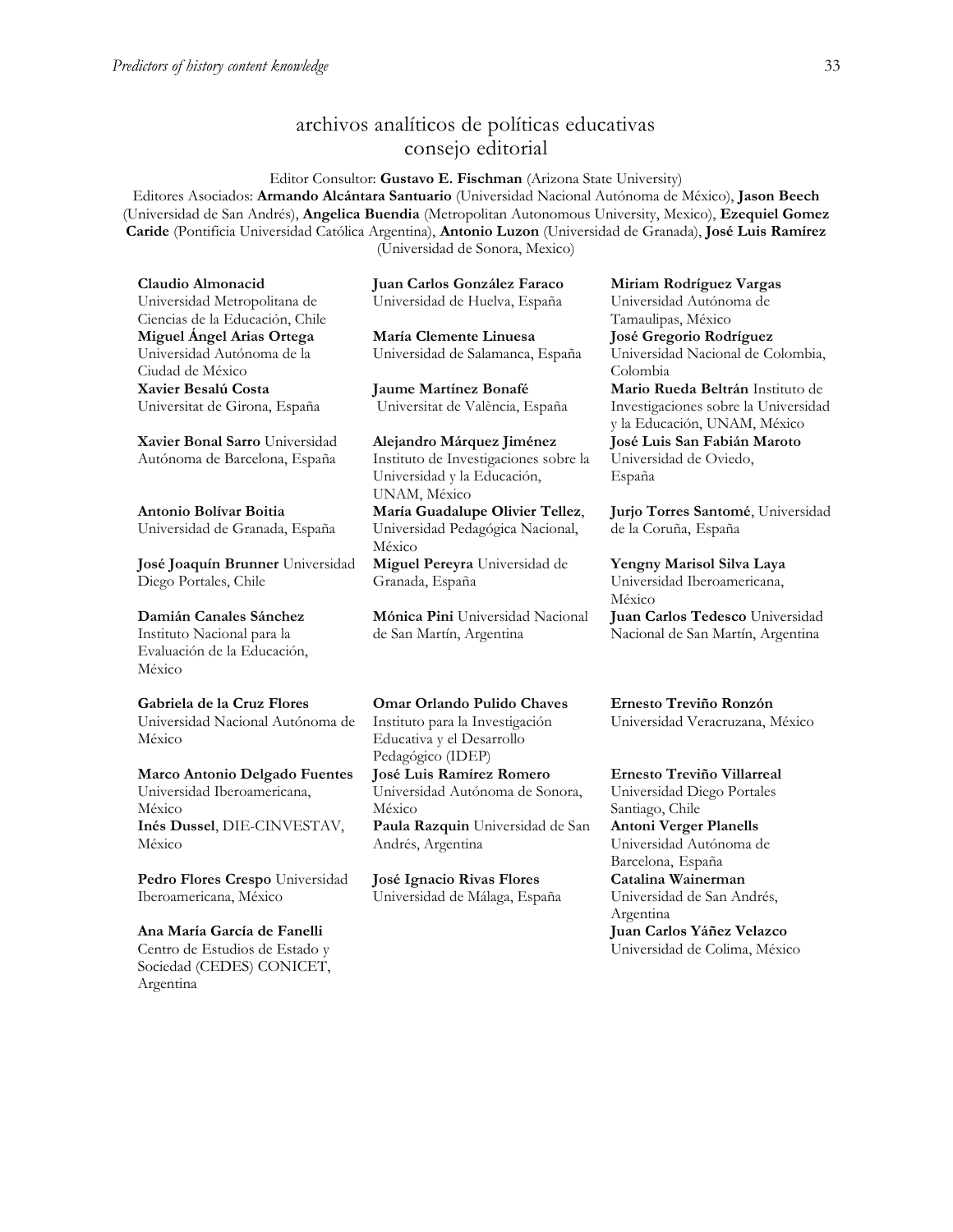# archivos analíticos de políticas educativas consejo editorial

Editor Consultor: **Gustavo E. Fischman** (Arizona State University)

Editores Asociados: **Armando Alcántara Santuario** (Universidad Nacional Autónoma de México), **Jason Beech** (Universidad de San Andrés), **Angelica Buendia** (Metropolitan Autonomous University, Mexico), **Ezequiel Gomez Caride** (Pontificia Universidad Católica Argentina), **Antonio Luzon** (Universidad de Granada), **José Luis Ramírez** (Universidad de Sonora, Mexico)

**Claudio Almonacid** Universidad Metropolitana de Ciencias de la Educación, Chile

**Miguel Ángel Arias Ortega** Universidad Autónoma de la Ciudad de México

**Xavier Besalú Costa** Universitat de Girona, España

**Xavier Bonal Sarro** Universidad Autónoma de Barcelona, España

**Antonio Bolívar Boitia** Universidad de Granada, España

**José Joaquín Brunner** Universidad Diego Portales, Chile

**Damián Canales Sánchez** Instituto Nacional para la Evaluación de la Educación, México

**Gabriela de la Cruz Flores** Universidad Nacional Autónoma de México

**Marco Antonio Delgado Fuentes** Universidad Iberoamericana, México

**Inés Dussel**, DIE-CINVESTAV, México

**Pedro Flores Crespo** Universidad Iberoamericana, México

**Ana María García de Fanelli** Centro de Estudios de Estado y Sociedad (CEDES) CONICET, Argentina

**Juan Carlos González Faraco** Universidad de Huelva, España

**María Clemente Linuesa** Universidad de Salamanca, España

**Jaume Martínez Bonafé** Universitat de València, España

**Alejandro Márquez Jiménez** Instituto de Investigaciones sobre la Universidad y la Educación, UNAM, México

**María Guadalupe Olivier Tellez**, Universidad Pedagógica Nacional, México

**Miguel Pereyra** Universidad de Granada, España

**Mónica Pini** Universidad Nacional de San Martín, Argentina

**Omar Orlando Pulido Chaves** Instituto para la Investigación Educativa y el Desarrollo Pedagógico (IDEP)

**José Luis Ramírez Romero** Universidad Autónoma de Sonora, México

**Paula Razquin** Universidad de San Andrés, Argentina

**José Ignacio Rivas Flores** Universidad de Málaga, España

**Miriam Rodríguez Vargas** Universidad Autónoma de Tamaulipas, México

**José Gregorio Rodríguez** Universidad Nacional de Colombia, Colombia

**Mario Rueda Beltrán** Instituto de Investigaciones sobre la Universidad y la Educación, UNAM, México

**José Luis San Fabián Maroto** Universidad de Oviedo, España

**Jurjo Torres Santomé**, Universidad de la Coruña, España

**Yengny Marisol Silva Laya** Universidad Iberoamericana, México

**Juan Carlos Tedesco** Universidad Nacional de San Martín, Argentina

**Ernesto Treviño Ronzón** Universidad Veracruzana, México

**Ernesto Treviño Villarreal** Universidad Diego Portales Santiago, Chile

**Antoni Verger Planells** Universidad Autónoma de Barcelona, España

**Catalina Wainerman** Universidad de San Andrés, Argentina

**Juan Carlos Yáñez Velazco** Universidad de Colima, México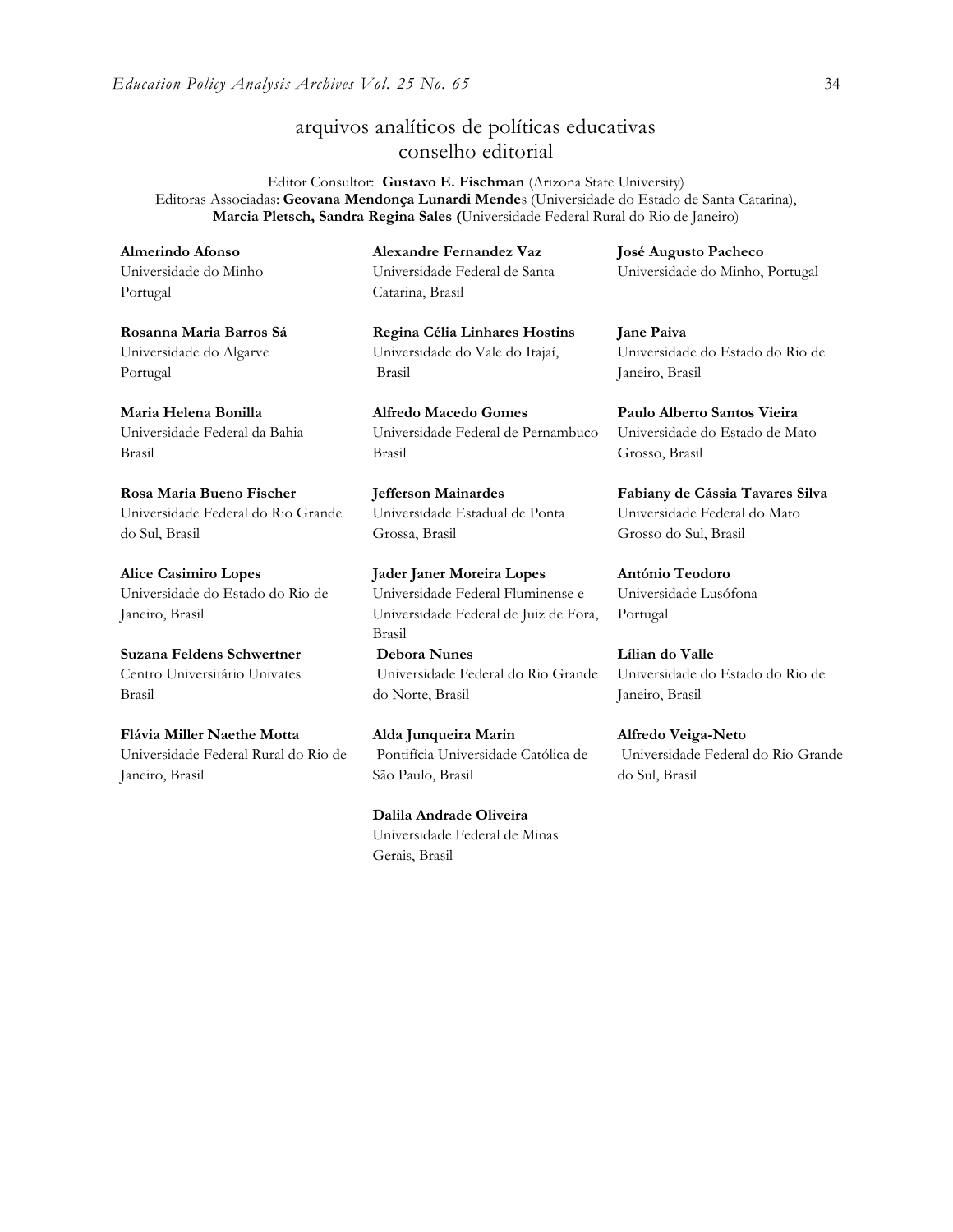# arquivos analíticos de políticas educativas
## conselho editorial

Editor Consultor: **Gustavo E. Fischman** (Arizona State University)
Editoras Associadas: **Geovana Mendonça Lunardi Mende**s (Universidade do Estado de Santa Catarina), **Marcia Pletsch, Sandra Regina Sales (**Universidade Federal Rural do Rio de Janeiro)

**Almerindo Afonso**
Universidade do Minho
Portugal

**Rosanna Maria Barros Sá**
Universidade do Algarve
Portugal

**Maria Helena Bonilla**
Universidade Federal da Bahia
Brasil

**Rosa Maria Bueno Fischer**
Universidade Federal do Rio Grande do Sul, Brasil

**Alice Casimiro Lopes**
Universidade do Estado do Rio de Janeiro, Brasil

**Suzana Feldens Schwertner**
Centro Universitário Univates
Brasil

**Flávia Miller Naethe Motta**
Universidade Federal Rural do Rio de Janeiro, Brasil

**Alexandre Fernandez Vaz**
Universidade Federal de Santa Catarina, Brasil

**Regina Célia Linhares Hostins**
Universidade do Vale do Itajaí, Brasil

**Alfredo Macedo Gomes**
Universidade Federal de Pernambuco
Brasil

**Jefferson Mainardes**
Universidade Estadual de Ponta Grossa, Brasil

**Jader Janer Moreira Lopes**
Universidade Federal Fluminense e Universidade Federal de Juiz de Fora, Brasil

**Debora Nunes**
Universidade Federal do Rio Grande do Norte, Brasil

**Alda Junqueira Marin**
Pontifícia Universidade Católica de São Paulo, Brasil

**Dalila Andrade Oliveira**
Universidade Federal de Minas Gerais, Brasil

**José Augusto Pacheco**
Universidade do Minho, Portugal

**Jane Paiva**
Universidade do Estado do Rio de Janeiro, Brasil

**Paulo Alberto Santos Vieira**
Universidade do Estado de Mato Grosso, Brasil

**Fabiany de Cássia Tavares Silva**
Universidade Federal do Mato Grosso do Sul, Brasil

**António Teodoro**
Universidade Lusófona
Portugal

**Lílian do Valle**
Universidade do Estado do Rio de Janeiro, Brasil

**Alfredo Veiga-Neto**
Universidade Federal do Rio Grande do Sul, Brasil